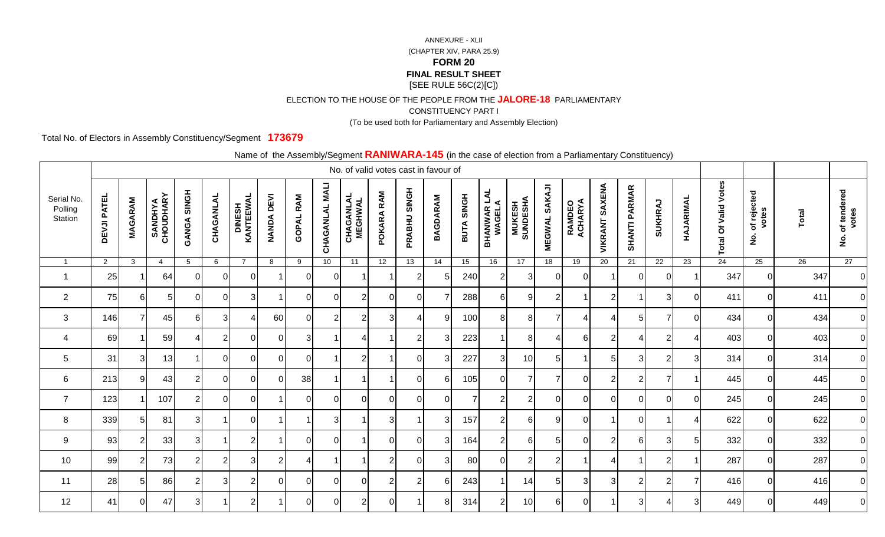ANNEXURE - XLII

(CHAPTER XIV, PARA 25.9)

**FORM 20**

**FINAL RESULT SHEET**

[SEE RULE 56C(2)[C])

ELECTION TO THE HOUSE OF THE PEOPLE FROM THE **JALORE-18** PARLIAMENTARY

CONSTITUENCY PART I

(To be used both for Parliamentary and Assembly Election)

Total No. of Electors in Assembly Constituency/Segment **173679**

Name of the Assembly/Segment **RANIWARA-145** (in the case of election from a Parliamentary Constituency)

| Serial No. Polling Station | No. of valid votes cast in favour of | | | | | | | | | | | | | | | | | | | | | | Total Of Valid Votes | No. of rejected votes | Total | No. of tendered votes |
|---|---|---|---|---|---|---|---|---|---|---|---|---|---|---|---|---|---|---|---|---|---|---|---|---|---|---|
| | DEVJI PATEL | MAGARAM | SANDHYA CHOUDHARY | GANGA SINGH | CHAGANLAL | DINESH KANTEEWAL | NANDA DEVI | GOPAL RAM | CHAGANLAL MALI | CHAGANLAL MEGHWAL | POKARA RAM | PRABHU SINGH | BAGDARAM | BUTA SINGH | BHANWAR LAL WAGELA | MUKESH SUNDESHA | MEGWAL SAKAJI | RAMDEO ACHARYA | VIKRANT SAXENA | SHANTI PARMAR | SUKHRAJ | HAJARIMAL | | | | |
| 1 | 2 | 3 | 4 | 5 | 6 | 7 | 8 | 9 | 10 | 11 | 12 | 13 | 14 | 15 | 16 | 17 | 18 | 19 | 20 | 21 | 22 | 23 | 24 | 25 | 26 | 27 |
| 1 | 25 | 1 | 64 | 0 | 0 | 0 | 1 | 0 | 0 | 1 | 1 | 2 | 5 | 240 | 2 | 3 | 0 | 0 | 1 | 0 | 0 | 1 | 347 | 0 | 347 | 0 |
| 2 | 75 | 6 | 5 | 0 | 0 | 3 | 1 | 0 | 0 | 2 | 0 | 0 | 7 | 288 | 6 | 9 | 2 | 1 | 2 | 1 | 3 | 0 | 411 | 0 | 411 | 0 |
| 3 | 146 | 7 | 45 | 6 | 3 | 4 | 60 | 0 | 2 | 2 | 3 | 4 | 9 | 100 | 8 | 8 | 7 | 4 | 4 | 5 | 7 | 0 | 434 | 0 | 434 | 0 |
| 4 | 69 | 1 | 59 | 4 | 2 | 0 | 0 | 3 | 1 | 4 | 1 | 2 | 3 | 223 | 1 | 8 | 4 | 6 | 2 | 4 | 2 | 4 | 403 | 0 | 403 | 0 |
| 5 | 31 | 3 | 13 | 1 | 0 | 0 | 0 | 0 | 1 | 2 | 1 | 0 | 3 | 227 | 3 | 10 | 5 | 1 | 5 | 3 | 2 | 3 | 314 | 0 | 314 | 0 |
| 6 | 213 | 9 | 43 | 2 | 0 | 0 | 0 | 38 | 1 | 1 | 1 | 0 | 6 | 105 | 0 | 7 | 7 | 0 | 2 | 2 | 7 | 1 | 445 | 0 | 445 | 0 |
| 7 | 123 | 1 | 107 | 2 | 0 | 0 | 1 | 0 | 0 | 0 | 0 | 0 | 0 | 7 | 2 | 2 | 0 | 0 | 0 | 0 | 0 | 0 | 245 | 0 | 245 | 0 |
| 8 | 339 | 5 | 81 | 3 | 1 | 0 | 1 | 1 | 3 | 1 | 3 | 1 | 3 | 157 | 2 | 6 | 9 | 0 | 1 | 0 | 1 | 4 | 622 | 0 | 622 | 0 |
| 9 | 93 | 2 | 33 | 3 | 1 | 2 | 1 | 0 | 0 | 1 | 0 | 0 | 3 | 164 | 2 | 6 | 5 | 0 | 2 | 6 | 3 | 5 | 332 | 0 | 332 | 0 |
| 10 | 99 | 2 | 73 | 2 | 2 | 3 | 2 | 4 | 1 | 1 | 2 | 0 | 3 | 80 | 0 | 2 | 2 | 1 | 4 | 1 | 2 | 1 | 287 | 0 | 287 | 0 |
| 11 | 28 | 5 | 86 | 2 | 3 | 2 | 0 | 0 | 0 | 0 | 2 | 2 | 6 | 243 | 1 | 14 | 5 | 3 | 3 | 2 | 2 | 7 | 416 | 0 | 416 | 0 |
| 12 | 41 | 0 | 47 | 3 | 1 | 2 | 1 | 0 | 0 | 2 | 0 | 1 | 8 | 314 | 2 | 10 | 6 | 0 | 1 | 3 | 4 | 3 | 449 | 0 | 449 | 0 |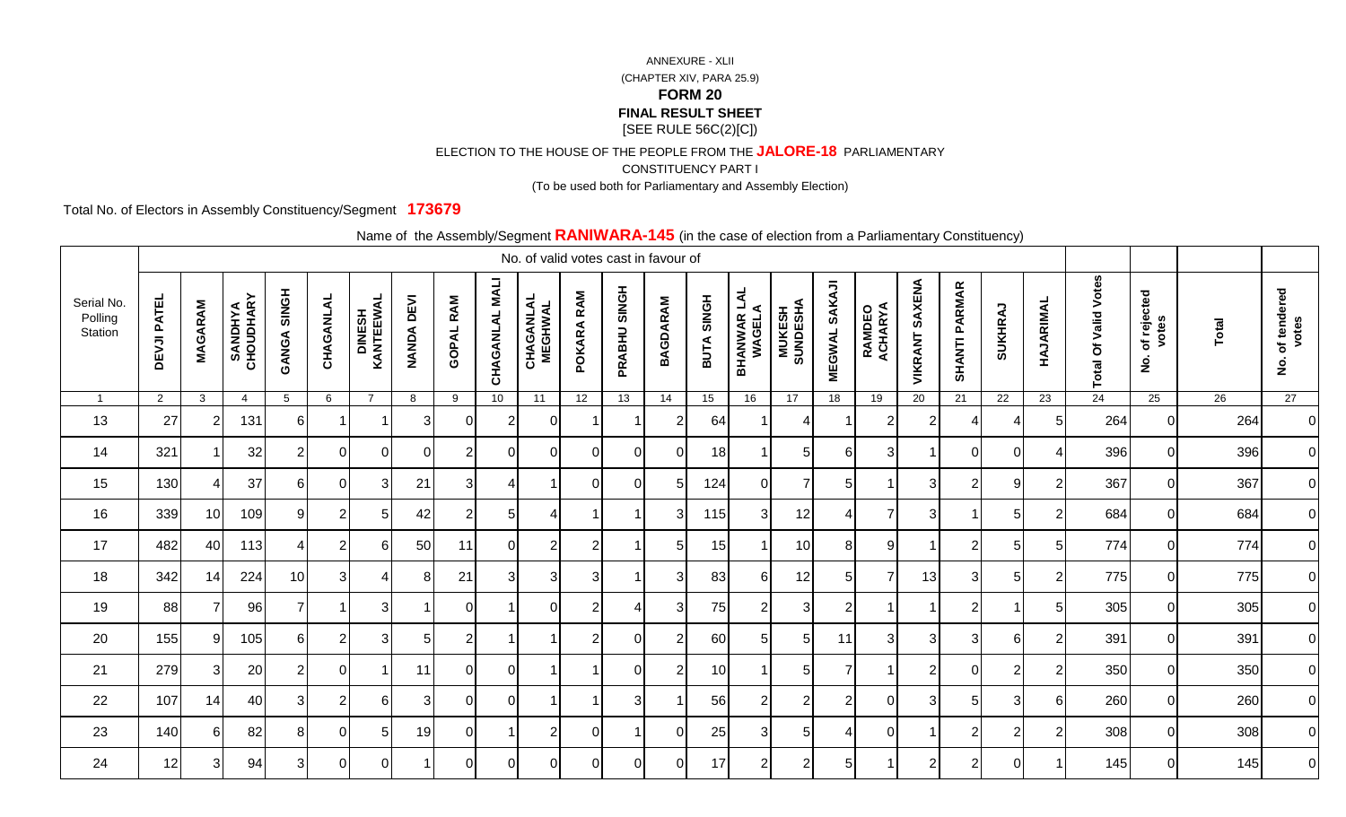ANNEXURE - XLII

(CHAPTER XIV, PARA 25.9)

**FORM 20**

**FINAL RESULT SHEET**

[SEE RULE 56C(2)[C])

ELECTION TO THE HOUSE OF THE PEOPLE FROM THE **JALORE-18** PARLIAMENTARY

CONSTITUENCY PART I

(To be used both for Parliamentary and Assembly Election)

Total No. of Electors in Assembly Constituency/Segment **173679**

Name of the Assembly/Segment **RANIWARA-145** (in the case of election from a Parliamentary Constituency)

| Serial No. Polling Station | No. of valid votes cast in favour of | | | | | | | | | | | | | | | | | | | | | | Total Of Valid Votes | No. of rejected votes | Total | No. of tendered votes |
|---|---|---|---|---|---|---|---|---|---|---|---|---|---|---|---|---|---|---|---|---|---|---|---|---|---|---|
| | DEVJI PATEL | MAGARAM | SANDHYA CHOUDHARY | GANGA SINGH | CHAGANLAL | DINESH KANTEEWAL | NANDA DEVI | GOPAL RAM | CHAGANLAL MALI | CHAGANLAL MEGHWAL | POKARA RAM | PRABHU SINGH | BAGDARAM | BUTA SINGH | BHANWAR LAL WAGELA | MUKESH SUNDESHA | MEGWAL SAKAJI | RAMDEO ACHARYA | VIKRANT SAXENA | SHANTI PARMAR | SUKHRAJ | HAJARIMAL | | | | |
| 1 | 2 | 3 | 4 | 5 | 6 | 7 | 8 | 9 | 10 | 11 | 12 | 13 | 14 | 15 | 16 | 17 | 18 | 19 | 20 | 21 | 22 | 23 | 24 | 25 | 26 | 27 |
| 13 | 27 | 2 | 131 | 6 | 1 | 1 | 3 | 0 | 2 | 0 | 1 | 1 | 2 | 64 | 1 | 4 | 1 | 2 | 2 | 4 | 4 | 5 | 264 | 0 | 264 | 0 |
| 14 | 321 | 1 | 32 | 2 | 0 | 0 | 0 | 2 | 0 | 0 | 0 | 0 | 0 | 18 | 1 | 5 | 6 | 3 | 1 | 0 | 0 | 4 | 396 | 0 | 396 | 0 |
| 15 | 130 | 4 | 37 | 6 | 0 | 3 | 21 | 3 | 4 | 1 | 0 | 0 | 5 | 124 | 0 | 7 | 5 | 1 | 3 | 2 | 9 | 2 | 367 | 0 | 367 | 0 |
| 16 | 339 | 10 | 109 | 9 | 2 | 5 | 42 | 2 | 5 | 4 | 1 | 1 | 3 | 115 | 3 | 12 | 4 | 7 | 3 | 1 | 5 | 2 | 684 | 0 | 684 | 0 |
| 17 | 482 | 40 | 113 | 4 | 2 | 6 | 50 | 11 | 0 | 2 | 2 | 1 | 5 | 15 | 1 | 10 | 8 | 9 | 1 | 2 | 5 | 5 | 774 | 0 | 774 | 0 |
| 18 | 342 | 14 | 224 | 10 | 3 | 4 | 8 | 21 | 3 | 3 | 3 | 1 | 3 | 83 | 6 | 12 | 5 | 7 | 13 | 3 | 5 | 2 | 775 | 0 | 775 | 0 |
| 19 | 88 | 7 | 96 | 7 | 1 | 3 | 1 | 0 | 1 | 0 | 2 | 4 | 3 | 75 | 2 | 3 | 2 | 1 | 1 | 2 | 1 | 5 | 305 | 0 | 305 | 0 |
| 20 | 155 | 9 | 105 | 6 | 2 | 3 | 5 | 2 | 1 | 1 | 2 | 0 | 2 | 60 | 5 | 5 | 11 | 3 | 3 | 3 | 6 | 2 | 391 | 0 | 391 | 0 |
| 21 | 279 | 3 | 20 | 2 | 0 | 1 | 11 | 0 | 0 | 1 | 1 | 0 | 2 | 10 | 1 | 5 | 7 | 1 | 2 | 0 | 2 | 2 | 350 | 0 | 350 | 0 |
| 22 | 107 | 14 | 40 | 3 | 2 | 6 | 3 | 0 | 0 | 1 | 1 | 3 | 1 | 56 | 2 | 2 | 2 | 0 | 3 | 5 | 3 | 6 | 260 | 0 | 260 | 0 |
| 23 | 140 | 6 | 82 | 8 | 0 | 5 | 19 | 0 | 1 | 2 | 0 | 1 | 0 | 25 | 3 | 5 | 4 | 0 | 1 | 2 | 2 | 2 | 308 | 0 | 308 | 0 |
| 24 | 12 | 3 | 94 | 3 | 0 | 0 | 1 | 0 | 0 | 0 | 0 | 0 | 0 | 17 | 2 | 2 | 5 | 1 | 2 | 2 | 0 | 1 | 145 | 0 | 145 | 0 |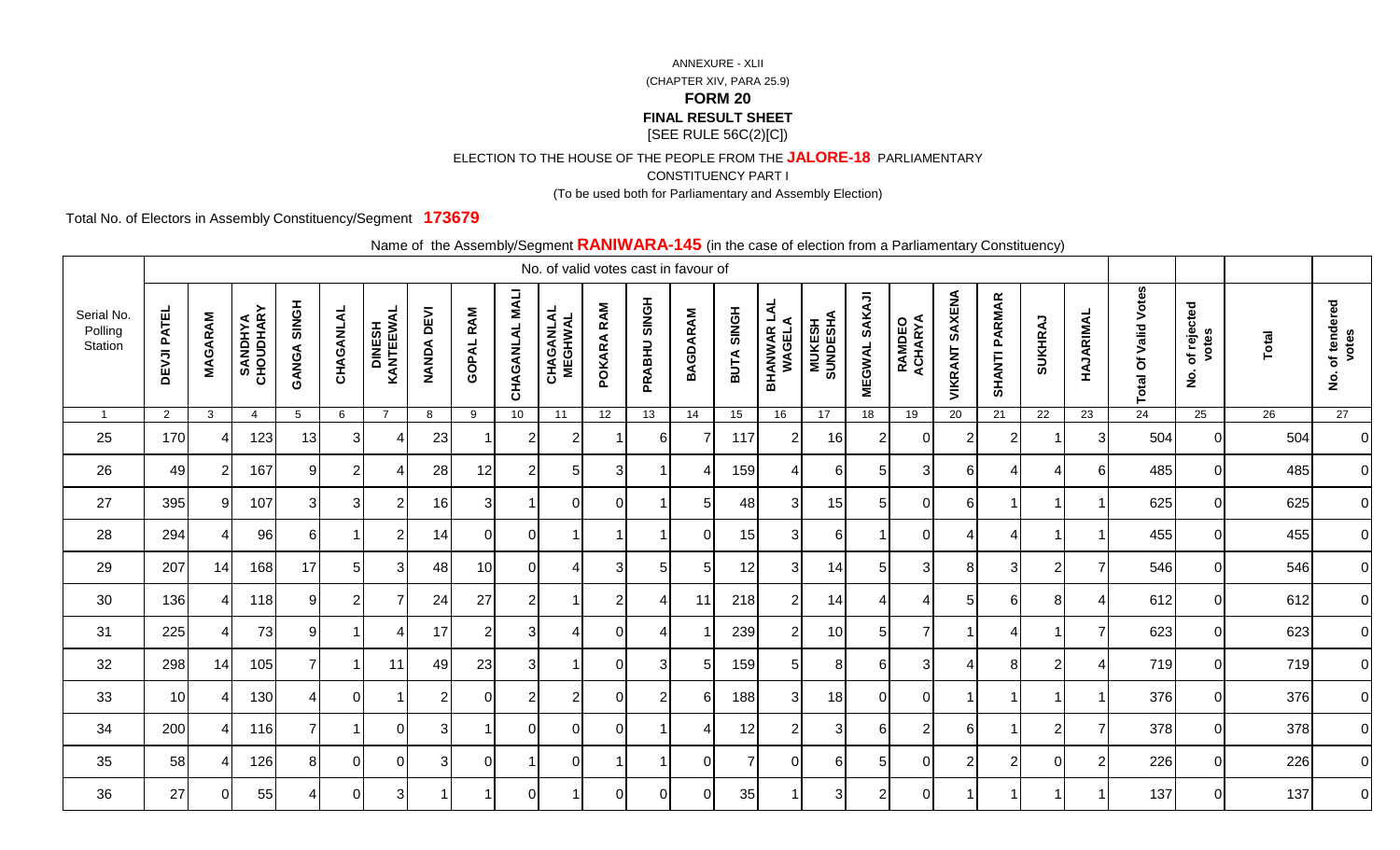ANNEXURE - XLII

(CHAPTER XIV, PARA 25.9)

**FORM 20**

**FINAL RESULT SHEET**

[SEE RULE 56C(2)[C])

ELECTION TO THE HOUSE OF THE PEOPLE FROM THE **JALORE-18** PARLIAMENTARY

CONSTITUENCY PART I

(To be used both for Parliamentary and Assembly Election)

Total No. of Electors in Assembly Constituency/Segment **173679**

Name of the Assembly/Segment **RANIWARA-145** (in the case of election from a Parliamentary Constituency)

| Serial No. Polling Station | No. of valid votes cast in favour of | | | | | | | | | | | | | | | | | | | | | | Total Of Valid Votes | No. of rejected votes | Total | No. of tendered votes |
|---|---|---|---|---|---|---|---|---|---|---|---|---|---|---|---|---|---|---|---|---|---|---|---|---|---|---|
| | DEVJI PATEL | MAGARAM | SANDHYA CHOUDHARY | GANGA SINGH | CHAGANLAL | DINESH KANTEEWAL | NANDA DEVI | GOPAL RAM | CHAGANLAL MALI | CHAGANLAL MEGHWAL | POKARA RAM | PRABHU SINGH | BAGDARAM | BUTA SINGH | BHANWAR LAL WAGELA | MUKESH SUNDESHA | MEGWAL SAKAJI | RAMDEO ACHARYA | VIKRANT SAXENA | SHANTI PARMAR | SUKHRAJ | HAJARIMAL | | | | |
| 1 | 2 | 3 | 4 | 5 | 6 | 7 | 8 | 9 | 10 | 11 | 12 | 13 | 14 | 15 | 16 | 17 | 18 | 19 | 20 | 21 | 22 | 23 | 24 | 25 | 26 | 27 |
| 25 | 170 | 4 | 123 | 13 | 3 | 4 | 23 | 1 | 2 | 2 | 1 | 6 | 7 | 117 | 2 | 16 | 2 | 0 | 2 | 2 | 1 | 3 | 504 | 0 | 504 | 0 |
| 26 | 49 | 2 | 167 | 9 | 2 | 4 | 28 | 12 | 2 | 5 | 3 | 1 | 4 | 159 | 4 | 6 | 5 | 3 | 6 | 4 | 4 | 6 | 485 | 0 | 485 | 0 |
| 27 | 395 | 9 | 107 | 3 | 3 | 2 | 16 | 3 | 1 | 0 | 0 | 1 | 5 | 48 | 3 | 15 | 5 | 0 | 6 | 1 | 1 | 1 | 625 | 0 | 625 | 0 |
| 28 | 294 | 4 | 96 | 6 | 1 | 2 | 14 | 0 | 0 | 1 | 1 | 1 | 0 | 15 | 3 | 6 | 1 | 0 | 4 | 4 | 1 | 1 | 455 | 0 | 455 | 0 |
| 29 | 207 | 14 | 168 | 17 | 5 | 3 | 48 | 10 | 0 | 4 | 3 | 5 | 5 | 12 | 3 | 14 | 5 | 3 | 8 | 3 | 2 | 7 | 546 | 0 | 546 | 0 |
| 30 | 136 | 4 | 118 | 9 | 2 | 7 | 24 | 27 | 2 | 1 | 2 | 4 | 11 | 218 | 2 | 14 | 4 | 4 | 5 | 6 | 8 | 4 | 612 | 0 | 612 | 0 |
| 31 | 225 | 4 | 73 | 9 | 1 | 4 | 17 | 2 | 3 | 4 | 0 | 4 | 1 | 239 | 2 | 10 | 5 | 7 | 1 | 4 | 1 | 7 | 623 | 0 | 623 | 0 |
| 32 | 298 | 14 | 105 | 7 | 1 | 11 | 49 | 23 | 3 | 1 | 0 | 3 | 5 | 159 | 5 | 8 | 6 | 3 | 4 | 8 | 2 | 4 | 719 | 0 | 719 | 0 |
| 33 | 10 | 4 | 130 | 4 | 0 | 1 | 2 | 0 | 2 | 2 | 0 | 2 | 6 | 188 | 3 | 18 | 0 | 0 | 1 | 1 | 1 | 1 | 376 | 0 | 376 | 0 |
| 34 | 200 | 4 | 116 | 7 | 1 | 0 | 3 | 1 | 0 | 0 | 0 | 1 | 4 | 12 | 2 | 3 | 6 | 2 | 6 | 1 | 2 | 7 | 378 | 0 | 378 | 0 |
| 35 | 58 | 4 | 126 | 8 | 0 | 0 | 3 | 0 | 1 | 0 | 1 | 1 | 0 | 7 | 0 | 6 | 5 | 0 | 2 | 2 | 0 | 2 | 226 | 0 | 226 | 0 |
| 36 | 27 | 0 | 55 | 4 | 0 | 3 | 1 | 1 | 0 | 1 | 0 | 0 | 0 | 35 | 1 | 3 | 2 | 0 | 1 | 1 | 1 | 1 | 137 | 0 | 137 | 0 |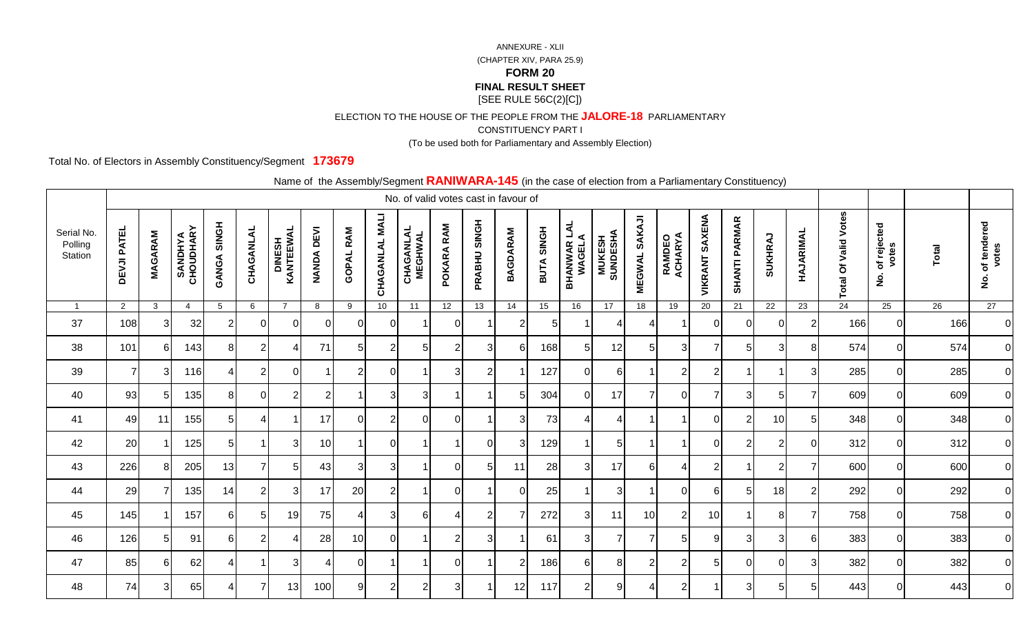ANNEXURE - XLII

(CHAPTER XIV, PARA 25.9)

**FORM 20**

**FINAL RESULT SHEET**

[SEE RULE 56C(2)[C])

ELECTION TO THE HOUSE OF THE PEOPLE FROM THE **JALORE-18** PARLIAMENTARY

CONSTITUENCY PART I

(To be used both for Parliamentary and Assembly Election)

Total No. of Electors in Assembly Constituency/Segment **173679**

Name of the Assembly/Segment **RANIWARA-145** (in the case of election from a Parliamentary Constituency)

| Serial No. Polling Station | No. of valid votes cast in favour of | | | | | | | | | | | | | | | | | | | | | | Total Of Valid Votes | No. of rejected votes | Total | No. of tendered votes |
|---|---|---|---|---|---|---|---|---|---|---|---|---|---|---|---|---|---|---|---|---|---|---|---|---|---|---|
| | DEVJI PATEL | MAGARAM | SANDHYA CHOUDHARY | GANGA SINGH | CHAGANLAL | DINESH KANTEEWAL | NANDA DEVI | GOPAL RAM | CHAGANLAL MALI | CHAGANLAL MEGHWAL | POKARA RAM | PRABHU SINGH | BAGDARAM | BUTA SINGH | BHANWAR LAL WAGELA | MUKESH SUNDESHA | MEGWAL SAKAJI | RAMDEO ACHARYA | VIKRANT SAXENA | SHANTI PARMAR | SUKHRAJ | HAJARIMAL | | | | |
| 1 | 2 | 3 | 4 | 5 | 6 | 7 | 8 | 9 | 10 | 11 | 12 | 13 | 14 | 15 | 16 | 17 | 18 | 19 | 20 | 21 | 22 | 23 | 24 | 25 | 26 | 27 |
| 37 | 108 | 3 | 32 | 2 | 0 | 0 | 0 | 0 | 0 | 1 | 0 | 1 | 2 | 5 | 1 | 4 | 4 | 1 | 0 | 0 | 0 | 2 | 166 | 0 | 166 | 0 |
| 38 | 101 | 6 | 143 | 8 | 2 | 4 | 71 | 5 | 2 | 5 | 2 | 3 | 6 | 168 | 5 | 12 | 5 | 3 | 7 | 5 | 3 | 8 | 574 | 0 | 574 | 0 |
| 39 | 7 | 3 | 116 | 4 | 2 | 0 | 1 | 2 | 0 | 1 | 3 | 2 | 1 | 127 | 0 | 6 | 1 | 2 | 2 | 1 | 1 | 3 | 285 | 0 | 285 | 0 |
| 40 | 93 | 5 | 135 | 8 | 0 | 2 | 2 | 1 | 3 | 3 | 1 | 1 | 5 | 304 | 0 | 17 | 7 | 0 | 7 | 3 | 5 | 7 | 609 | 0 | 609 | 0 |
| 41 | 49 | 11 | 155 | 5 | 4 | 1 | 17 | 0 | 2 | 0 | 0 | 1 | 3 | 73 | 4 | 4 | 1 | 1 | 0 | 2 | 10 | 5 | 348 | 0 | 348 | 0 |
| 42 | 20 | 1 | 125 | 5 | 1 | 3 | 10 | 1 | 0 | 1 | 1 | 0 | 3 | 129 | 1 | 5 | 1 | 1 | 0 | 2 | 2 | 0 | 312 | 0 | 312 | 0 |
| 43 | 226 | 8 | 205 | 13 | 7 | 5 | 43 | 3 | 3 | 1 | 0 | 5 | 11 | 28 | 3 | 17 | 6 | 4 | 2 | 1 | 2 | 7 | 600 | 0 | 600 | 0 |
| 44 | 29 | 7 | 135 | 14 | 2 | 3 | 17 | 20 | 2 | 1 | 0 | 1 | 0 | 25 | 1 | 3 | 1 | 0 | 6 | 5 | 18 | 2 | 292 | 0 | 292 | 0 |
| 45 | 145 | 1 | 157 | 6 | 5 | 19 | 75 | 4 | 3 | 6 | 4 | 2 | 7 | 272 | 3 | 11 | 10 | 2 | 10 | 1 | 8 | 7 | 758 | 0 | 758 | 0 |
| 46 | 126 | 5 | 91 | 6 | 2 | 4 | 28 | 10 | 0 | 1 | 2 | 3 | 1 | 61 | 3 | 7 | 7 | 5 | 9 | 3 | 3 | 6 | 383 | 0 | 383 | 0 |
| 47 | 85 | 6 | 62 | 4 | 1 | 3 | 4 | 0 | 1 | 1 | 0 | 1 | 2 | 186 | 6 | 8 | 2 | 2 | 5 | 0 | 0 | 3 | 382 | 0 | 382 | 0 |
| 48 | 74 | 3 | 65 | 4 | 7 | 13 | 100 | 9 | 2 | 2 | 3 | 1 | 12 | 117 | 2 | 9 | 4 | 2 | 1 | 3 | 5 | 5 | 443 | 0 | 443 | 0 |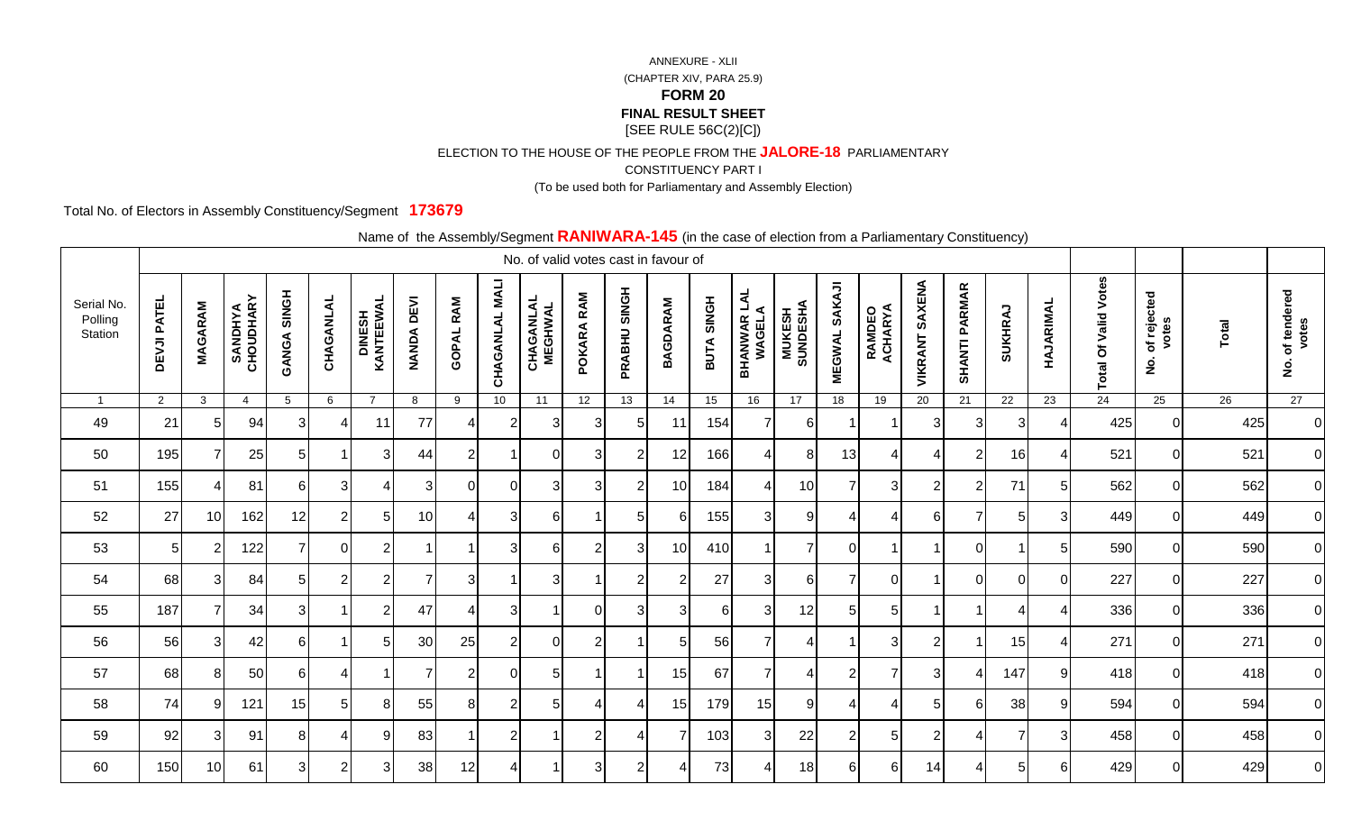ANNEXURE - XLII

(CHAPTER XIV, PARA 25.9)

**FORM 20**

**FINAL RESULT SHEET**

[SEE RULE 56C(2)[C])

ELECTION TO THE HOUSE OF THE PEOPLE FROM THE **JALORE-18** PARLIAMENTARY

CONSTITUENCY PART I

(To be used both for Parliamentary and Assembly Election)

Total No. of Electors in Assembly Constituency/Segment **173679**

Name of the Assembly/Segment **RANIWARA-145** (in the case of election from a Parliamentary Constituency)

| Serial No. Polling Station | No. of valid votes cast in favour of | | | | | | | | | | | | | | | | | | | | | | Total Of Valid Votes | No. of rejected votes | Total | No. of tendered votes |
|---|---|---|---|---|---|---|---|---|---|---|---|---|---|---|---|---|---|---|---|---|---|---|---|---|---|---|
| | DEVJI PATEL | MAGARAM | SANDHYA CHOUDHARY | GANGA SINGH | CHAGANLAL | DINESH KANTEEWAL | NANDA DEVI | GOPAL RAM | CHAGANLAL MALI | CHAGANLAL MEGHWAL | POKARA RAM | PRABHU SINGH | BAGDARAM | BUTA SINGH | BHANWAR LAL WAGELA | MUKESH SUNDESHA | MEGWAL SAKAJI | RAMDEO ACHARYA | VIKRANT SAXENA | SHANTI PARMAR | SUKHRAJ | HAJARIMAL | | | | |
| 1 | 2 | 3 | 4 | 5 | 6 | 7 | 8 | 9 | 10 | 11 | 12 | 13 | 14 | 15 | 16 | 17 | 18 | 19 | 20 | 21 | 22 | 23 | 24 | 25 | 26 | 27 |
| 49 | 21 | 5 | 94 | 3 | 4 | 11 | 77 | 4 | 2 | 3 | 3 | 5 | 11 | 154 | 7 | 6 | 1 | 1 | 3 | 3 | 3 | 4 | 425 | 0 | 425 | 0 |
| 50 | 195 | 7 | 25 | 5 | 1 | 3 | 44 | 2 | 1 | 0 | 3 | 2 | 12 | 166 | 4 | 8 | 13 | 4 | 4 | 2 | 16 | 4 | 521 | 0 | 521 | 0 |
| 51 | 155 | 4 | 81 | 6 | 3 | 4 | 3 | 0 | 0 | 3 | 3 | 2 | 10 | 184 | 4 | 10 | 7 | 3 | 2 | 2 | 71 | 5 | 562 | 0 | 562 | 0 |
| 52 | 27 | 10 | 162 | 12 | 2 | 5 | 10 | 4 | 3 | 6 | 1 | 5 | 6 | 155 | 3 | 9 | 4 | 4 | 6 | 7 | 5 | 3 | 449 | 0 | 449 | 0 |
| 53 | 5 | 2 | 122 | 7 | 0 | 2 | 1 | 1 | 3 | 6 | 2 | 3 | 10 | 410 | 1 | 7 | 0 | 1 | 1 | 0 | 1 | 5 | 590 | 0 | 590 | 0 |
| 54 | 68 | 3 | 84 | 5 | 2 | 2 | 7 | 3 | 1 | 3 | 1 | 2 | 2 | 27 | 3 | 6 | 7 | 0 | 1 | 0 | 0 | 0 | 227 | 0 | 227 | 0 |
| 55 | 187 | 7 | 34 | 3 | 1 | 2 | 47 | 4 | 3 | 1 | 0 | 3 | 3 | 6 | 3 | 12 | 5 | 5 | 1 | 1 | 4 | 4 | 336 | 0 | 336 | 0 |
| 56 | 56 | 3 | 42 | 6 | 1 | 5 | 30 | 25 | 2 | 0 | 2 | 1 | 5 | 56 | 7 | 4 | 1 | 3 | 2 | 1 | 15 | 4 | 271 | 0 | 271 | 0 |
| 57 | 68 | 8 | 50 | 6 | 4 | 1 | 7 | 2 | 0 | 5 | 1 | 1 | 15 | 67 | 7 | 4 | 2 | 7 | 3 | 4 | 147 | 9 | 418 | 0 | 418 | 0 |
| 58 | 74 | 9 | 121 | 15 | 5 | 8 | 55 | 8 | 2 | 5 | 4 | 4 | 15 | 179 | 15 | 9 | 4 | 4 | 5 | 6 | 38 | 9 | 594 | 0 | 594 | 0 |
| 59 | 92 | 3 | 91 | 8 | 4 | 9 | 83 | 1 | 2 | 1 | 2 | 4 | 7 | 103 | 3 | 22 | 2 | 5 | 2 | 4 | 7 | 3 | 458 | 0 | 458 | 0 |
| 60 | 150 | 10 | 61 | 3 | 2 | 3 | 38 | 12 | 4 | 1 | 3 | 2 | 4 | 73 | 4 | 18 | 6 | 6 | 14 | 4 | 5 | 6 | 429 | 0 | 429 | 0 |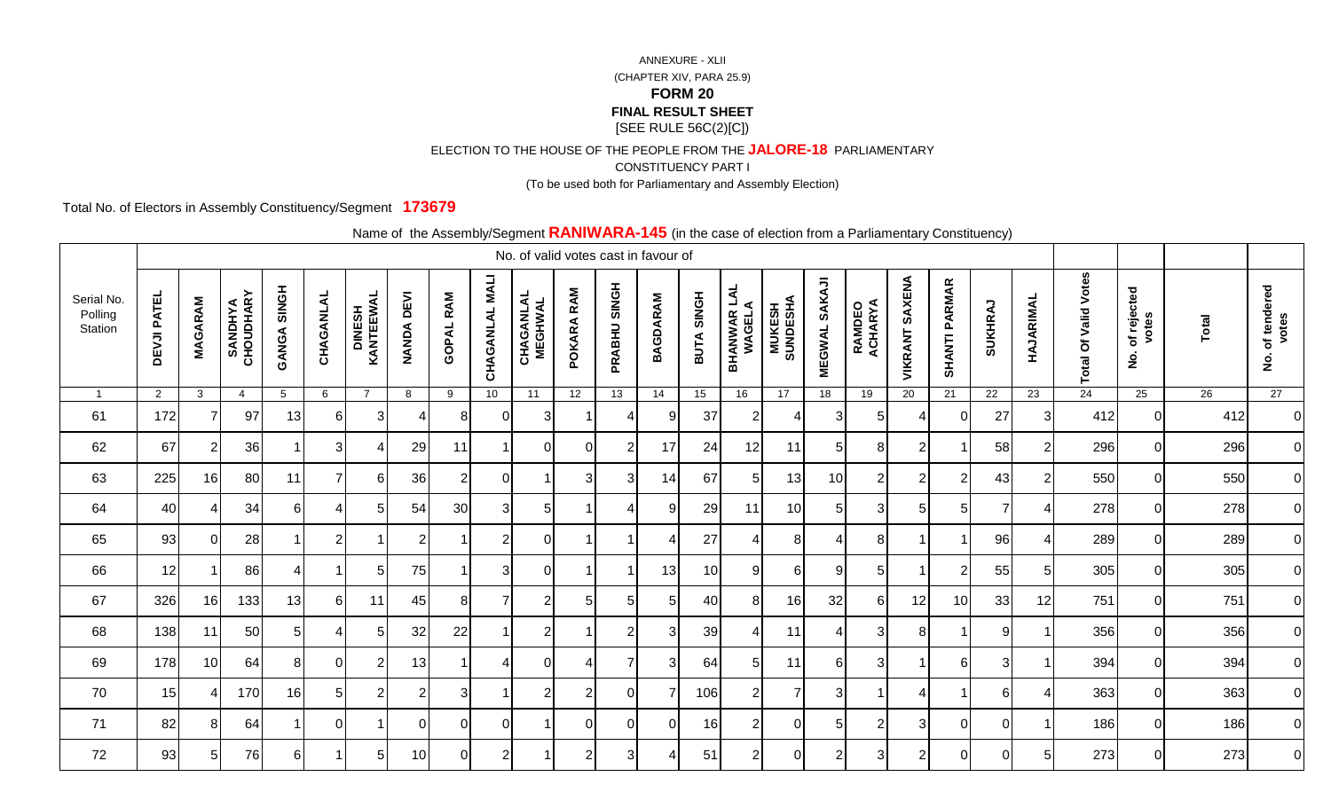ANNEXURE - XLII

(CHAPTER XIV, PARA 25.9)

**FORM 20**

**FINAL RESULT SHEET**

[SEE RULE 56C(2)[C])

ELECTION TO THE HOUSE OF THE PEOPLE FROM THE **JALORE-18** PARLIAMENTARY

CONSTITUENCY PART I

(To be used both for Parliamentary and Assembly Election)

Total No. of Electors in Assembly Constituency/Segment **173679**

Name of the Assembly/Segment **RANIWARA-145** (in the case of election from a Parliamentary Constituency)

| Serial No. Polling Station | No. of valid votes cast in favour of | | | | | | | | | | | | | | | | | | | | | | Total Of Valid Votes | No. of rejected votes | Total | No. of tendered votes |
|---|---|---|---|---|---|---|---|---|---|---|---|---|---|---|---|---|---|---|---|---|---|---|---|---|---|---|
| | DEVJI PATEL | MAGARAM | SANDHYA CHOUDHARY | GANGA SINGH | CHAGANLAL | DINESH KANTEEWAL | NANDA DEVI | GOPAL RAM | CHAGANLAL MALI | CHAGANLAL MEGHWAL | POKARA RAM | PRABHU SINGH | BAGDARAM | BUTA SINGH | BHANWAR LAL WAGELA | MUKESH SUNDESHA | MEGWAL SAKAJI | RAMDEO ACHARYA | VIKRANT SAXENA | SHANTI PARMAR | SUKHRAJ | HAJARIMAL | | | | |
| 1 | 2 | 3 | 4 | 5 | 6 | 7 | 8 | 9 | 10 | 11 | 12 | 13 | 14 | 15 | 16 | 17 | 18 | 19 | 20 | 21 | 22 | 23 | 24 | 25 | 26 | 27 |
| 61 | 172 | 7 | 97 | 13 | 6 | 3 | 4 | 8 | 0 | 3 | 1 | 4 | 9 | 37 | 2 | 4 | 3 | 5 | 4 | 0 | 27 | 3 | 412 | 0 | 412 | 0 |
| 62 | 67 | 2 | 36 | 1 | 3 | 4 | 29 | 11 | 1 | 0 | 0 | 2 | 17 | 24 | 12 | 11 | 5 | 8 | 2 | 1 | 58 | 2 | 296 | 0 | 296 | 0 |
| 63 | 225 | 16 | 80 | 11 | 7 | 6 | 36 | 2 | 0 | 1 | 3 | 3 | 14 | 67 | 5 | 13 | 10 | 2 | 2 | 2 | 43 | 2 | 550 | 0 | 550 | 0 |
| 64 | 40 | 4 | 34 | 6 | 4 | 5 | 54 | 30 | 3 | 5 | 1 | 4 | 9 | 29 | 11 | 10 | 5 | 3 | 5 | 5 | 7 | 4 | 278 | 0 | 278 | 0 |
| 65 | 93 | 0 | 28 | 1 | 2 | 1 | 2 | 1 | 2 | 0 | 1 | 1 | 4 | 27 | 4 | 8 | 4 | 8 | 1 | 1 | 96 | 4 | 289 | 0 | 289 | 0 |
| 66 | 12 | 1 | 86 | 4 | 1 | 5 | 75 | 1 | 3 | 0 | 1 | 1 | 13 | 10 | 9 | 6 | 9 | 5 | 1 | 2 | 55 | 5 | 305 | 0 | 305 | 0 |
| 67 | 326 | 16 | 133 | 13 | 6 | 11 | 45 | 8 | 7 | 2 | 5 | 5 | 5 | 40 | 8 | 16 | 32 | 6 | 12 | 10 | 33 | 12 | 751 | 0 | 751 | 0 |
| 68 | 138 | 11 | 50 | 5 | 4 | 5 | 32 | 22 | 1 | 2 | 1 | 2 | 3 | 39 | 4 | 11 | 4 | 3 | 8 | 1 | 9 | 1 | 356 | 0 | 356 | 0 |
| 69 | 178 | 10 | 64 | 8 | 0 | 2 | 13 | 1 | 4 | 0 | 4 | 7 | 3 | 64 | 5 | 11 | 6 | 3 | 1 | 6 | 3 | 1 | 394 | 0 | 394 | 0 |
| 70 | 15 | 4 | 170 | 16 | 5 | 2 | 2 | 3 | 1 | 2 | 2 | 0 | 7 | 106 | 2 | 7 | 3 | 1 | 4 | 1 | 6 | 4 | 363 | 0 | 363 | 0 |
| 71 | 82 | 8 | 64 | 1 | 0 | 1 | 0 | 0 | 0 | 1 | 0 | 0 | 0 | 16 | 2 | 0 | 5 | 2 | 3 | 0 | 0 | 1 | 186 | 0 | 186 | 0 |
| 72 | 93 | 5 | 76 | 6 | 1 | 5 | 10 | 0 | 2 | 1 | 2 | 3 | 4 | 51 | 2 | 0 | 2 | 3 | 2 | 0 | 0 | 5 | 273 | 0 | 273 | 0 |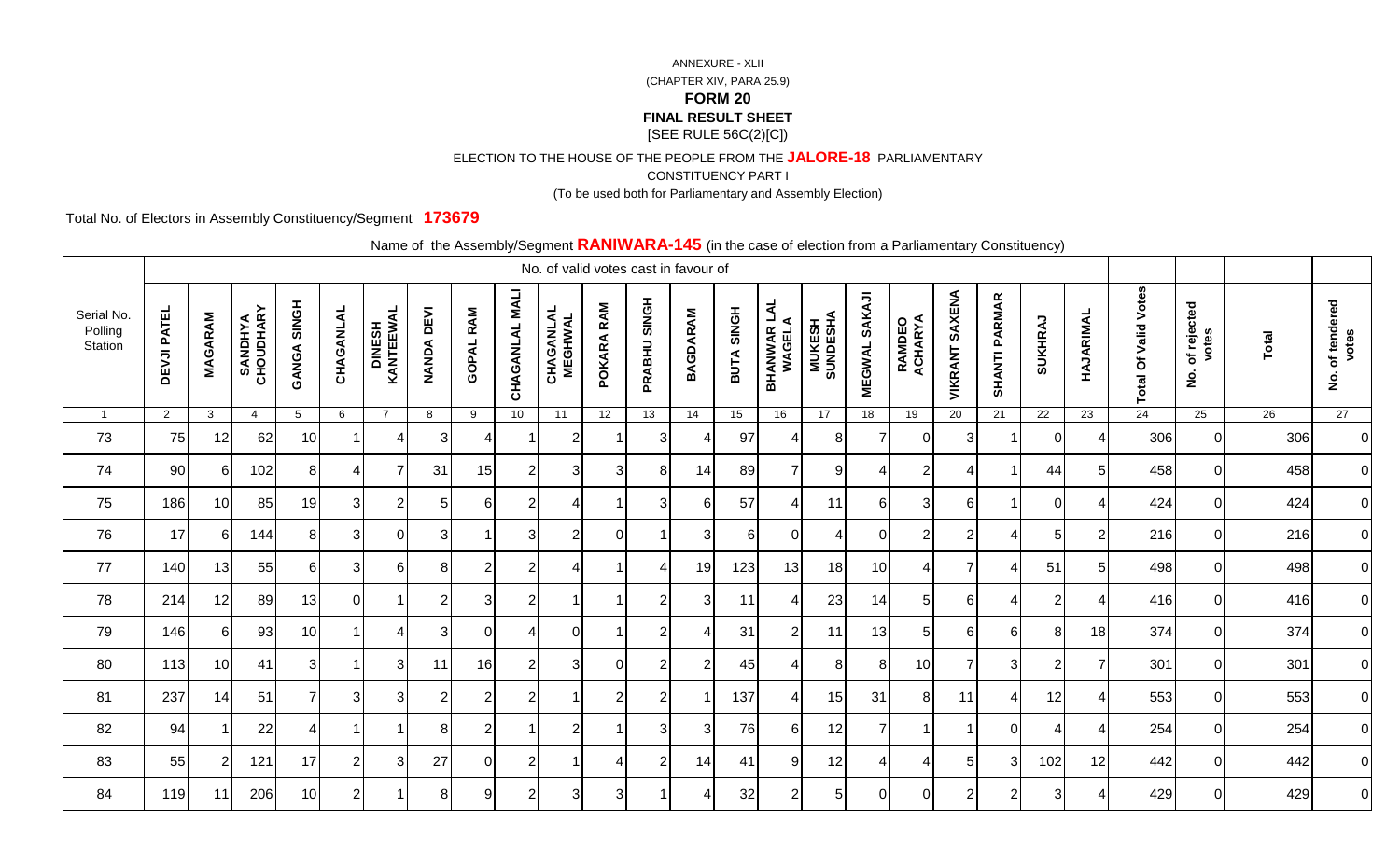ANNEXURE - XLII

(CHAPTER XIV, PARA 25.9)

**FORM 20**

**FINAL RESULT SHEET**

[SEE RULE 56C(2)[C])

ELECTION TO THE HOUSE OF THE PEOPLE FROM THE **JALORE-18** PARLIAMENTARY

CONSTITUENCY PART I

(To be used both for Parliamentary and Assembly Election)

Total No. of Electors in Assembly Constituency/Segment **173679**

Name of the Assembly/Segment **RANIWARA-145** (in the case of election from a Parliamentary Constituency)

| | No. of valid votes cast in favour of | | | | | | | | | | | | | | | | | | | | | | | | | |
|---|---|---|---|---|---|---|---|---|---|---|---|---|---|---|---|---|---|---|---|---|---|---|---|---|---|---|
| Serial No. Polling Station | DEVJI PATEL | MAGARAM | SANDHYA CHOUDHARY | GANGA SINGH | CHAGANLAL | DINESH KANTEEWAL | NANDA DEVI | GOPAL RAM | CHAGANLAL MALI | CHAGANLAL MEGHWAL | POKARA RAM | PRABHU SINGH | BAGDARAM | BUTA SINGH | BHANWAR LAL WAGELA | MUKESH SUNDESHA | MEGWAL SAKAJI | RAMDEO ACHARYA | VIKRANT SAXENA | SHANTI PARMAR | SUKHRAJ | HAJARIMAL | Total Of Valid Votes | No. of rejected votes | Total | No. of tendered votes |
| 1 | 2 | 3 | 4 | 5 | 6 | 7 | 8 | 9 | 10 | 11 | 12 | 13 | 14 | 15 | 16 | 17 | 18 | 19 | 20 | 21 | 22 | 23 | 24 | 25 | 26 | 27 |
| 73 | 75 | 12 | 62 | 10 | 1 | 4 | 3 | 4 | 1 | 2 | 1 | 3 | 4 | 97 | 4 | 8 | 7 | 0 | 3 | 1 | 0 | 4 | 306 | 0 | 306 | 0 |
| 74 | 90 | 6 | 102 | 8 | 4 | 7 | 31 | 15 | 2 | 3 | 3 | 8 | 14 | 89 | 7 | 9 | 4 | 2 | 4 | 1 | 44 | 5 | 458 | 0 | 458 | 0 |
| 75 | 186 | 10 | 85 | 19 | 3 | 2 | 5 | 6 | 2 | 4 | 1 | 3 | 6 | 57 | 4 | 11 | 6 | 3 | 6 | 1 | 0 | 4 | 424 | 0 | 424 | 0 |
| 76 | 17 | 6 | 144 | 8 | 3 | 0 | 3 | 1 | 3 | 2 | 0 | 1 | 3 | 6 | 0 | 4 | 0 | 2 | 2 | 4 | 5 | 2 | 216 | 0 | 216 | 0 |
| 77 | 140 | 13 | 55 | 6 | 3 | 6 | 8 | 2 | 2 | 4 | 1 | 4 | 19 | 123 | 13 | 18 | 10 | 4 | 7 | 4 | 51 | 5 | 498 | 0 | 498 | 0 |
| 78 | 214 | 12 | 89 | 13 | 0 | 1 | 2 | 3 | 2 | 1 | 1 | 2 | 3 | 11 | 4 | 23 | 14 | 5 | 6 | 4 | 2 | 4 | 416 | 0 | 416 | 0 |
| 79 | 146 | 6 | 93 | 10 | 1 | 4 | 3 | 0 | 4 | 0 | 1 | 2 | 4 | 31 | 2 | 11 | 13 | 5 | 6 | 6 | 8 | 18 | 374 | 0 | 374 | 0 |
| 80 | 113 | 10 | 41 | 3 | 1 | 3 | 11 | 16 | 2 | 3 | 0 | 2 | 2 | 45 | 4 | 8 | 8 | 10 | 7 | 3 | 2 | 7 | 301 | 0 | 301 | 0 |
| 81 | 237 | 14 | 51 | 7 | 3 | 3 | 2 | 2 | 2 | 1 | 2 | 2 | 1 | 137 | 4 | 15 | 31 | 8 | 11 | 4 | 12 | 4 | 553 | 0 | 553 | 0 |
| 82 | 94 | 1 | 22 | 4 | 1 | 1 | 8 | 2 | 1 | 2 | 1 | 3 | 3 | 76 | 6 | 12 | 7 | 1 | 1 | 0 | 4 | 4 | 254 | 0 | 254 | 0 |
| 83 | 55 | 2 | 121 | 17 | 2 | 3 | 27 | 0 | 2 | 1 | 4 | 2 | 14 | 41 | 9 | 12 | 4 | 4 | 5 | 3 | 102 | 12 | 442 | 0 | 442 | 0 |
| 84 | 119 | 11 | 206 | 10 | 2 | 1 | 8 | 9 | 2 | 3 | 3 | 1 | 4 | 32 | 2 | 5 | 0 | 0 | 2 | 2 | 3 | 4 | 429 | 0 | 429 | 0 |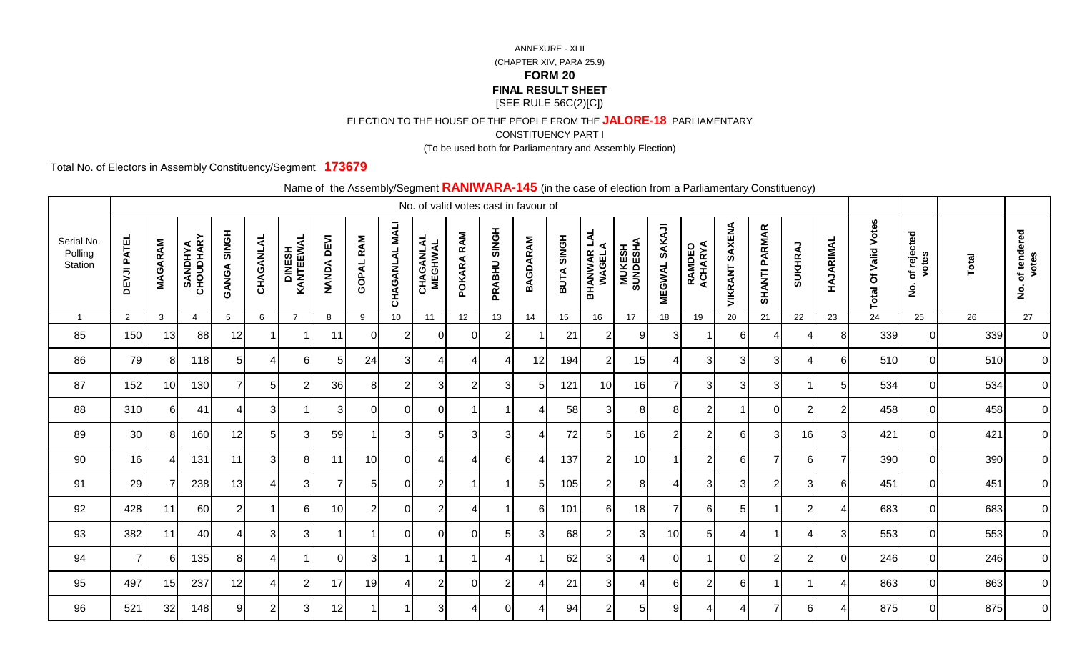ANNEXURE - XLII

(CHAPTER XIV, PARA 25.9)

**FORM 20**

**FINAL RESULT SHEET**

[SEE RULE 56C(2)[C])

ELECTION TO THE HOUSE OF THE PEOPLE FROM THE **JALORE-18** PARLIAMENTARY

CONSTITUENCY PART I

(To be used both for Parliamentary and Assembly Election)

Total No. of Electors in Assembly Constituency/Segment **173679**

Name of the Assembly/Segment **RANIWARA-145** (in the case of election from a Parliamentary Constituency)

| Serial No. Polling Station | No. of valid votes cast in favour of | | | | | | | | | | | | | | | | | | | | | | Total Of Valid Votes | No. of rejected votes | Total | No. of tendered votes |
|---|---|---|---|---|---|---|---|---|---|---|---|---|---|---|---|---|---|---|---|---|---|---|---|---|---|---|
| | DEVJI PATEL | MAGARAM | SANDHYA CHOUDHARY | GANGA SINGH | CHAGANLAL | DINESH KANTEEWAL | NANDA DEVI | GOPAL RAM | CHAGANLAL MALI | CHAGANLAL MEGHWAL | POKARA RAM | PRABHU SINGH | BAGDARAM | BUTA SINGH | BHANWAR LAL WAGELA | MUKESH SUNDESHA | MEGWAL SAKAJI | RAMDEO ACHARYA | VIKRANT SAXENA | SHANTI PARMAR | SUKHRAJ | HAJARIMAL | | | | |
| 1 | 2 | 3 | 4 | 5 | 6 | 7 | 8 | 9 | 10 | 11 | 12 | 13 | 14 | 15 | 16 | 17 | 18 | 19 | 20 | 21 | 22 | 23 | 24 | 25 | 26 | 27 |
| 85 | 150 | 13 | 88 | 12 | 1 | 1 | 11 | 0 | 2 | 0 | 0 | 2 | 1 | 21 | 2 | 9 | 3 | 1 | 6 | 4 | 4 | 8 | 339 | 0 | 339 | 0 |
| 86 | 79 | 8 | 118 | 5 | 4 | 6 | 5 | 24 | 3 | 4 | 4 | 4 | 12 | 194 | 2 | 15 | 4 | 3 | 3 | 3 | 4 | 6 | 510 | 0 | 510 | 0 |
| 87 | 152 | 10 | 130 | 7 | 5 | 2 | 36 | 8 | 2 | 3 | 2 | 3 | 5 | 121 | 10 | 16 | 7 | 3 | 3 | 3 | 1 | 5 | 534 | 0 | 534 | 0 |
| 88 | 310 | 6 | 41 | 4 | 3 | 1 | 3 | 0 | 0 | 0 | 1 | 1 | 4 | 58 | 3 | 8 | 8 | 2 | 1 | 0 | 2 | 2 | 458 | 0 | 458 | 0 |
| 89 | 30 | 8 | 160 | 12 | 5 | 3 | 59 | 1 | 3 | 5 | 3 | 3 | 4 | 72 | 5 | 16 | 2 | 2 | 6 | 3 | 16 | 3 | 421 | 0 | 421 | 0 |
| 90 | 16 | 4 | 131 | 11 | 3 | 8 | 11 | 10 | 0 | 4 | 4 | 6 | 4 | 137 | 2 | 10 | 1 | 2 | 6 | 7 | 6 | 7 | 390 | 0 | 390 | 0 |
| 91 | 29 | 7 | 238 | 13 | 4 | 3 | 7 | 5 | 0 | 2 | 1 | 1 | 5 | 105 | 2 | 8 | 4 | 3 | 3 | 2 | 3 | 6 | 451 | 0 | 451 | 0 |
| 92 | 428 | 11 | 60 | 2 | 1 | 6 | 10 | 2 | 0 | 2 | 4 | 1 | 6 | 101 | 6 | 18 | 7 | 6 | 5 | 1 | 2 | 4 | 683 | 0 | 683 | 0 |
| 93 | 382 | 11 | 40 | 4 | 3 | 3 | 1 | 1 | 0 | 0 | 0 | 5 | 3 | 68 | 2 | 3 | 10 | 5 | 4 | 1 | 4 | 3 | 553 | 0 | 553 | 0 |
| 94 | 7 | 6 | 135 | 8 | 4 | 1 | 0 | 3 | 1 | 1 | 1 | 4 | 1 | 62 | 3 | 4 | 0 | 1 | 0 | 2 | 2 | 0 | 246 | 0 | 246 | 0 |
| 95 | 497 | 15 | 237 | 12 | 4 | 2 | 17 | 19 | 4 | 2 | 0 | 2 | 4 | 21 | 3 | 4 | 6 | 2 | 6 | 1 | 1 | 4 | 863 | 0 | 863 | 0 |
| 96 | 521 | 32 | 148 | 9 | 2 | 3 | 12 | 1 | 1 | 3 | 4 | 0 | 4 | 94 | 2 | 5 | 9 | 4 | 4 | 7 | 6 | 4 | 875 | 0 | 875 | 0 |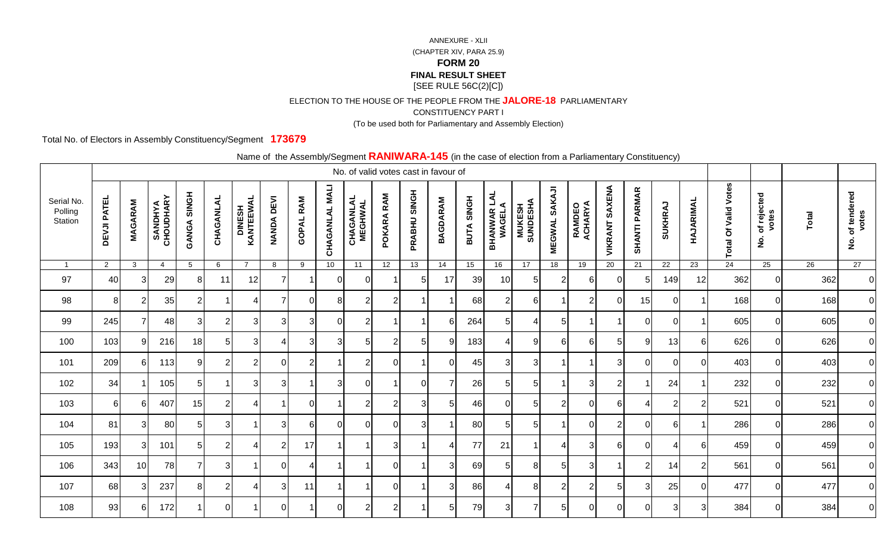ANNEXURE - XLII

(CHAPTER XIV, PARA 25.9)

**FORM 20**

**FINAL RESULT SHEET**

[SEE RULE 56C(2)[C])

ELECTION TO THE HOUSE OF THE PEOPLE FROM THE **JALORE-18** PARLIAMENTARY

CONSTITUENCY PART I

(To be used both for Parliamentary and Assembly Election)

Total No. of Electors in Assembly Constituency/Segment **173679**

Name of the Assembly/Segment **RANIWARA-145** (in the case of election from a Parliamentary Constituency)

| Serial No. Polling Station | No. of valid votes cast in favour of | | | | | | | | | | | | | | | | | | | | | | Total Of Valid Votes | No. of rejected votes | Total | No. of tendered votes |
|---|---|---|---|---|---|---|---|---|---|---|---|---|---|---|---|---|---|---|---|---|---|---|---|---|---|---|
| | DEVJI PATEL | MAGARAM | SANDHYA CHOUDHARY | GANGA SINGH | CHAGANLAL | DINESH KANTEEWAL | NANDA DEVI | GOPAL RAM | CHAGANLAL MALI | CHAGANLAL MEGHWAL | POKARA RAM | PRABHU SINGH | BAGDARAM | BUTA SINGH | BHANWAR LAL WAGELA | MUKESH SUNDESHA | MEGWAL SAKAJI | RAMDEO ACHARYA | VIKRANT SAXENA | SHANTI PARMAR | SUKHRAJ | HAJARIMAL | | | | |
| 1 | 2 | 3 | 4 | 5 | 6 | 7 | 8 | 9 | 10 | 11 | 12 | 13 | 14 | 15 | 16 | 17 | 18 | 19 | 20 | 21 | 22 | 23 | 24 | 25 | 26 | 27 |
| 97 | 40 | 3 | 29 | 8 | 11 | 12 | 7 | 1 | 0 | 0 | 1 | 5 | 17 | 39 | 10 | 5 | 2 | 6 | 0 | 5 | 149 | 12 | 362 | 0 | 362 | 0 |
| 98 | 8 | 2 | 35 | 2 | 1 | 4 | 7 | 0 | 8 | 2 | 2 | 1 | 1 | 68 | 2 | 6 | 1 | 2 | 0 | 15 | 0 | 1 | 168 | 0 | 168 | 0 |
| 99 | 245 | 7 | 48 | 3 | 2 | 3 | 3 | 3 | 0 | 2 | 1 | 1 | 6 | 264 | 5 | 4 | 5 | 1 | 1 | 0 | 0 | 1 | 605 | 0 | 605 | 0 |
| 100 | 103 | 9 | 216 | 18 | 5 | 3 | 4 | 3 | 3 | 5 | 2 | 5 | 9 | 183 | 4 | 9 | 6 | 6 | 5 | 9 | 13 | 6 | 626 | 0 | 626 | 0 |
| 101 | 209 | 6 | 113 | 9 | 2 | 2 | 0 | 2 | 1 | 2 | 0 | 1 | 0 | 45 | 3 | 3 | 1 | 1 | 3 | 0 | 0 | 0 | 403 | 0 | 403 | 0 |
| 102 | 34 | 1 | 105 | 5 | 1 | 3 | 3 | 1 | 3 | 0 | 1 | 0 | 7 | 26 | 5 | 5 | 1 | 3 | 2 | 1 | 24 | 1 | 232 | 0 | 232 | 0 |
| 103 | 6 | 6 | 407 | 15 | 2 | 4 | 1 | 0 | 1 | 2 | 2 | 3 | 5 | 46 | 0 | 5 | 2 | 0 | 6 | 4 | 2 | 2 | 521 | 0 | 521 | 0 |
| 104 | 81 | 3 | 80 | 5 | 3 | 1 | 3 | 6 | 0 | 0 | 0 | 3 | 1 | 80 | 5 | 5 | 1 | 0 | 2 | 0 | 6 | 1 | 286 | 0 | 286 | 0 |
| 105 | 193 | 3 | 101 | 5 | 2 | 4 | 2 | 17 | 1 | 1 | 3 | 1 | 4 | 77 | 21 | 1 | 4 | 3 | 6 | 0 | 4 | 6 | 459 | 0 | 459 | 0 |
| 106 | 343 | 10 | 78 | 7 | 3 | 1 | 0 | 4 | 1 | 1 | 0 | 1 | 3 | 69 | 5 | 8 | 5 | 3 | 1 | 2 | 14 | 2 | 561 | 0 | 561 | 0 |
| 107 | 68 | 3 | 237 | 8 | 2 | 4 | 3 | 11 | 1 | 1 | 0 | 1 | 3 | 86 | 4 | 8 | 2 | 2 | 5 | 3 | 25 | 0 | 477 | 0 | 477 | 0 |
| 108 | 93 | 6 | 172 | 1 | 0 | 1 | 0 | 1 | 0 | 2 | 2 | 1 | 5 | 79 | 3 | 7 | 5 | 0 | 0 | 0 | 3 | 3 | 384 | 0 | 384 | 0 |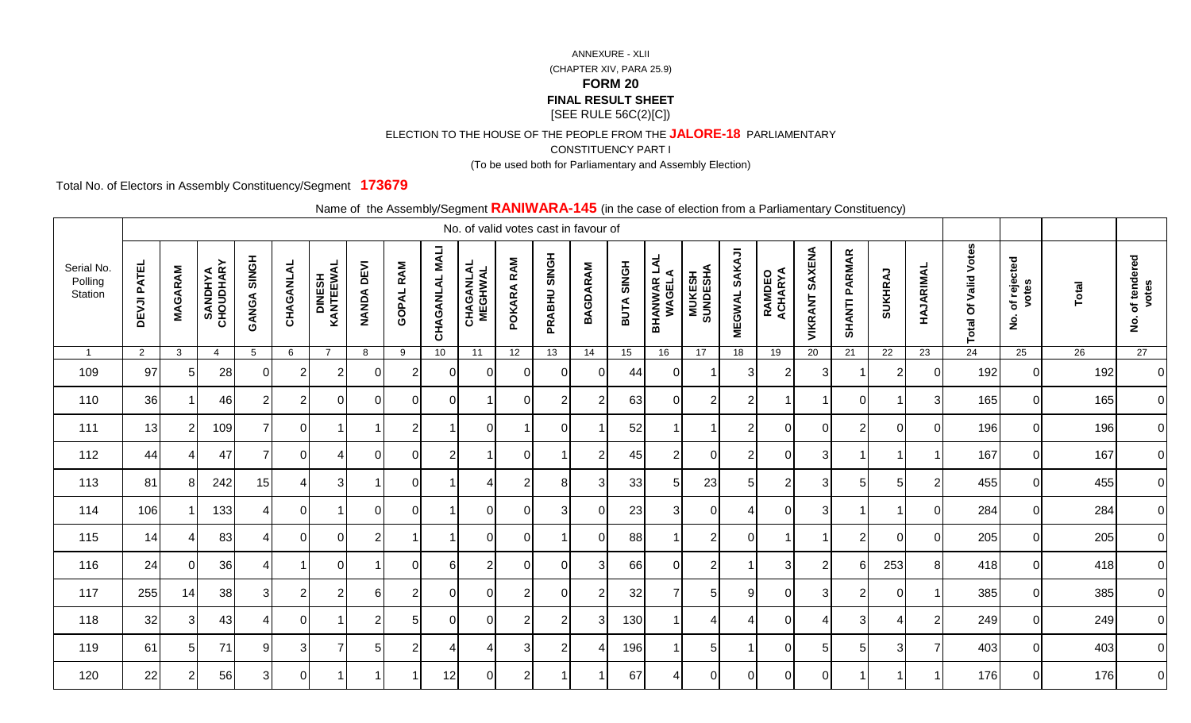ANNEXURE - XLII

(CHAPTER XIV, PARA 25.9)

**FORM 20**

**FINAL RESULT SHEET**

[SEE RULE 56C(2)[C])

ELECTION TO THE HOUSE OF THE PEOPLE FROM THE **JALORE-18** PARLIAMENTARY

CONSTITUENCY PART I

(To be used both for Parliamentary and Assembly Election)

Total No. of Electors in Assembly Constituency/Segment **173679**

Name of the Assembly/Segment **RANIWARA-145** (in the case of election from a Parliamentary Constituency)

| Serial No. Polling Station | No. of valid votes cast in favour of | | | | | | | | | | | | | | | | | | | | | | Total Of Valid Votes | No. of rejected votes | Total | No. of tendered votes |
|---|---|---|---|---|---|---|---|---|---|---|---|---|---|---|---|---|---|---|---|---|---|---|---|---|---|---|
| | DEVJI PATEL | MAGARAM | SANDHYA CHOUDHARY | GANGA SINGH | CHAGANLAL | DINESH KANTEEWAL | NANDA DEVI | GOPAL RAM | CHAGANLAL MALI | CHAGANLAL MEGHWAL | POKARA RAM | PRABHU SINGH | BAGDARAM | BUTA SINGH | BHANWAR LAL WAGELA | MUKESH SUNDESHA | MEGWAL SAKAJI | RAMDEO ACHARYA | VIKRANT SAXENA | SHANTI PARMAR | SUKHRAJ | HAJARIMAL | | | | |
| 1 | 2 | 3 | 4 | 5 | 6 | 7 | 8 | 9 | 10 | 11 | 12 | 13 | 14 | 15 | 16 | 17 | 18 | 19 | 20 | 21 | 22 | 23 | 24 | 25 | 26 | 27 |
| 109 | 97 | 5 | 28 | 0 | 2 | 2 | 0 | 2 | 0 | 0 | 0 | 0 | 0 | 44 | 0 | 1 | 3 | 2 | 3 | 1 | 2 | 0 | 192 | 0 | 192 | 0 |
| 110 | 36 | 1 | 46 | 2 | 2 | 0 | 0 | 0 | 0 | 1 | 0 | 2 | 2 | 63 | 0 | 2 | 2 | 1 | 1 | 0 | 1 | 3 | 165 | 0 | 165 | 0 |
| 111 | 13 | 2 | 109 | 7 | 0 | 1 | 1 | 2 | 1 | 0 | 1 | 0 | 1 | 52 | 1 | 1 | 2 | 0 | 0 | 2 | 0 | 0 | 196 | 0 | 196 | 0 |
| 112 | 44 | 4 | 47 | 7 | 0 | 4 | 0 | 0 | 2 | 1 | 0 | 1 | 2 | 45 | 2 | 0 | 2 | 0 | 3 | 1 | 1 | 1 | 167 | 0 | 167 | 0 |
| 113 | 81 | 8 | 242 | 15 | 4 | 3 | 1 | 0 | 1 | 4 | 2 | 8 | 3 | 33 | 5 | 23 | 5 | 2 | 3 | 5 | 5 | 2 | 455 | 0 | 455 | 0 |
| 114 | 106 | 1 | 133 | 4 | 0 | 1 | 0 | 0 | 1 | 0 | 0 | 3 | 0 | 23 | 3 | 0 | 4 | 0 | 3 | 1 | 1 | 0 | 284 | 0 | 284 | 0 |
| 115 | 14 | 4 | 83 | 4 | 0 | 0 | 2 | 1 | 1 | 0 | 0 | 1 | 0 | 88 | 1 | 2 | 0 | 1 | 1 | 2 | 0 | 0 | 205 | 0 | 205 | 0 |
| 116 | 24 | 0 | 36 | 4 | 1 | 0 | 1 | 0 | 6 | 2 | 0 | 0 | 3 | 66 | 0 | 2 | 1 | 3 | 2 | 6 | 253 | 8 | 418 | 0 | 418 | 0 |
| 117 | 255 | 14 | 38 | 3 | 2 | 2 | 6 | 2 | 0 | 0 | 2 | 0 | 2 | 32 | 7 | 5 | 9 | 0 | 3 | 2 | 0 | 1 | 385 | 0 | 385 | 0 |
| 118 | 32 | 3 | 43 | 4 | 0 | 1 | 2 | 5 | 0 | 0 | 2 | 2 | 3 | 130 | 1 | 4 | 4 | 0 | 4 | 3 | 4 | 2 | 249 | 0 | 249 | 0 |
| 119 | 61 | 5 | 71 | 9 | 3 | 7 | 5 | 2 | 4 | 4 | 3 | 2 | 4 | 196 | 1 | 5 | 1 | 0 | 5 | 5 | 3 | 7 | 403 | 0 | 403 | 0 |
| 120 | 22 | 2 | 56 | 3 | 0 | 1 | 1 | 1 | 12 | 0 | 2 | 1 | 1 | 67 | 4 | 0 | 0 | 0 | 0 | 1 | 1 | 1 | 176 | 0 | 176 | 0 |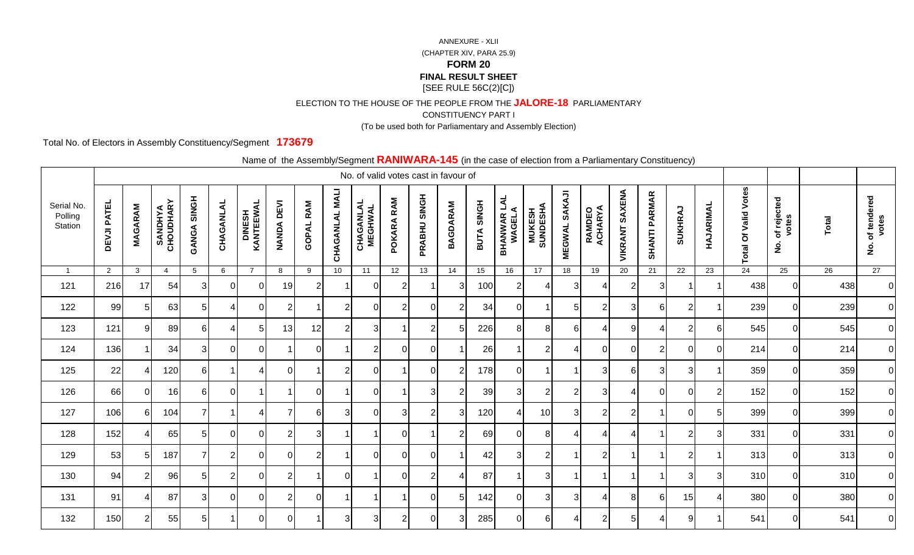ANNEXURE - XLII

(CHAPTER XIV, PARA 25.9)

**FORM 20**

**FINAL RESULT SHEET**

[SEE RULE 56C(2)[C])

ELECTION TO THE HOUSE OF THE PEOPLE FROM THE **JALORE-18** PARLIAMENTARY

CONSTITUENCY PART I

(To be used both for Parliamentary and Assembly Election)

Total No. of Electors in Assembly Constituency/Segment **173679**

Name of the Assembly/Segment **RANIWARA-145** (in the case of election from a Parliamentary Constituency)

| Serial No. Polling Station | No. of valid votes cast in favour of | | | | | | | | | | | | | | | | | | | | | | Total Of Valid Votes | No. of rejected votes | Total | No. of tendered votes |
|---|---|---|---|---|---|---|---|---|---|---|---|---|---|---|---|---|---|---|---|---|---|---|---|---|---|---|
| | DEVJI PATEL | MAGARAM | SANDHYA CHOUDHARY | GANGA SINGH | CHAGANLAL | DINESH KANTEEWAL | NANDA DEVI | GOPAL RAM | CHAGANLAL MALI | CHAGANLAL MEGHWAL | POKARA RAM | PRABHU SINGH | BAGDARAM | BUTA SINGH | BHANWAR LAL WAGELA | MUKESH SUNDESHA | MEGWAL SAKAJI | RAMDEO ACHARYA | VIKRANT SAXENA | SHANTI PARMAR | SUKHRAJ | HAJARIMAL | | | | |
| 1 | 2 | 3 | 4 | 5 | 6 | 7 | 8 | 9 | 10 | 11 | 12 | 13 | 14 | 15 | 16 | 17 | 18 | 19 | 20 | 21 | 22 | 23 | 24 | 25 | 26 | 27 |
| 121 | 216 | 17 | 54 | 3 | 0 | 0 | 19 | 2 | 1 | 0 | 2 | 1 | 3 | 100 | 2 | 4 | 3 | 4 | 2 | 3 | 1 | 1 | 438 | 0 | 438 | 0 |
| 122 | 99 | 5 | 63 | 5 | 4 | 0 | 2 | 1 | 2 | 0 | 2 | 0 | 2 | 34 | 0 | 1 | 5 | 2 | 3 | 6 | 2 | 1 | 239 | 0 | 239 | 0 |
| 123 | 121 | 9 | 89 | 6 | 4 | 5 | 13 | 12 | 2 | 3 | 1 | 2 | 5 | 226 | 8 | 8 | 6 | 4 | 9 | 4 | 2 | 6 | 545 | 0 | 545 | 0 |
| 124 | 136 | 1 | 34 | 3 | 0 | 0 | 1 | 0 | 1 | 2 | 0 | 0 | 1 | 26 | 1 | 2 | 4 | 0 | 0 | 2 | 0 | 0 | 214 | 0 | 214 | 0 |
| 125 | 22 | 4 | 120 | 6 | 1 | 4 | 0 | 1 | 2 | 0 | 1 | 0 | 2 | 178 | 0 | 1 | 1 | 3 | 6 | 3 | 3 | 1 | 359 | 0 | 359 | 0 |
| 126 | 66 | 0 | 16 | 6 | 0 | 1 | 1 | 0 | 1 | 0 | 1 | 3 | 2 | 39 | 3 | 2 | 2 | 3 | 4 | 0 | 0 | 2 | 152 | 0 | 152 | 0 |
| 127 | 106 | 6 | 104 | 7 | 1 | 4 | 7 | 6 | 3 | 0 | 3 | 2 | 3 | 120 | 4 | 10 | 3 | 2 | 2 | 1 | 0 | 5 | 399 | 0 | 399 | 0 |
| 128 | 152 | 4 | 65 | 5 | 0 | 0 | 2 | 3 | 1 | 1 | 0 | 1 | 2 | 69 | 0 | 8 | 4 | 4 | 4 | 1 | 2 | 3 | 331 | 0 | 331 | 0 |
| 129 | 53 | 5 | 187 | 7 | 2 | 0 | 0 | 2 | 1 | 0 | 0 | 0 | 1 | 42 | 3 | 2 | 1 | 2 | 1 | 1 | 2 | 1 | 313 | 0 | 313 | 0 |
| 130 | 94 | 2 | 96 | 5 | 2 | 0 | 2 | 1 | 0 | 1 | 0 | 2 | 4 | 87 | 1 | 3 | 1 | 1 | 1 | 1 | 3 | 3 | 310 | 0 | 310 | 0 |
| 131 | 91 | 4 | 87 | 3 | 0 | 0 | 2 | 0 | 1 | 1 | 1 | 0 | 5 | 142 | 0 | 3 | 3 | 4 | 8 | 6 | 15 | 4 | 380 | 0 | 380 | 0 |
| 132 | 150 | 2 | 55 | 5 | 1 | 0 | 0 | 1 | 3 | 3 | 2 | 0 | 3 | 285 | 0 | 6 | 4 | 2 | 5 | 4 | 9 | 1 | 541 | 0 | 541 | 0 |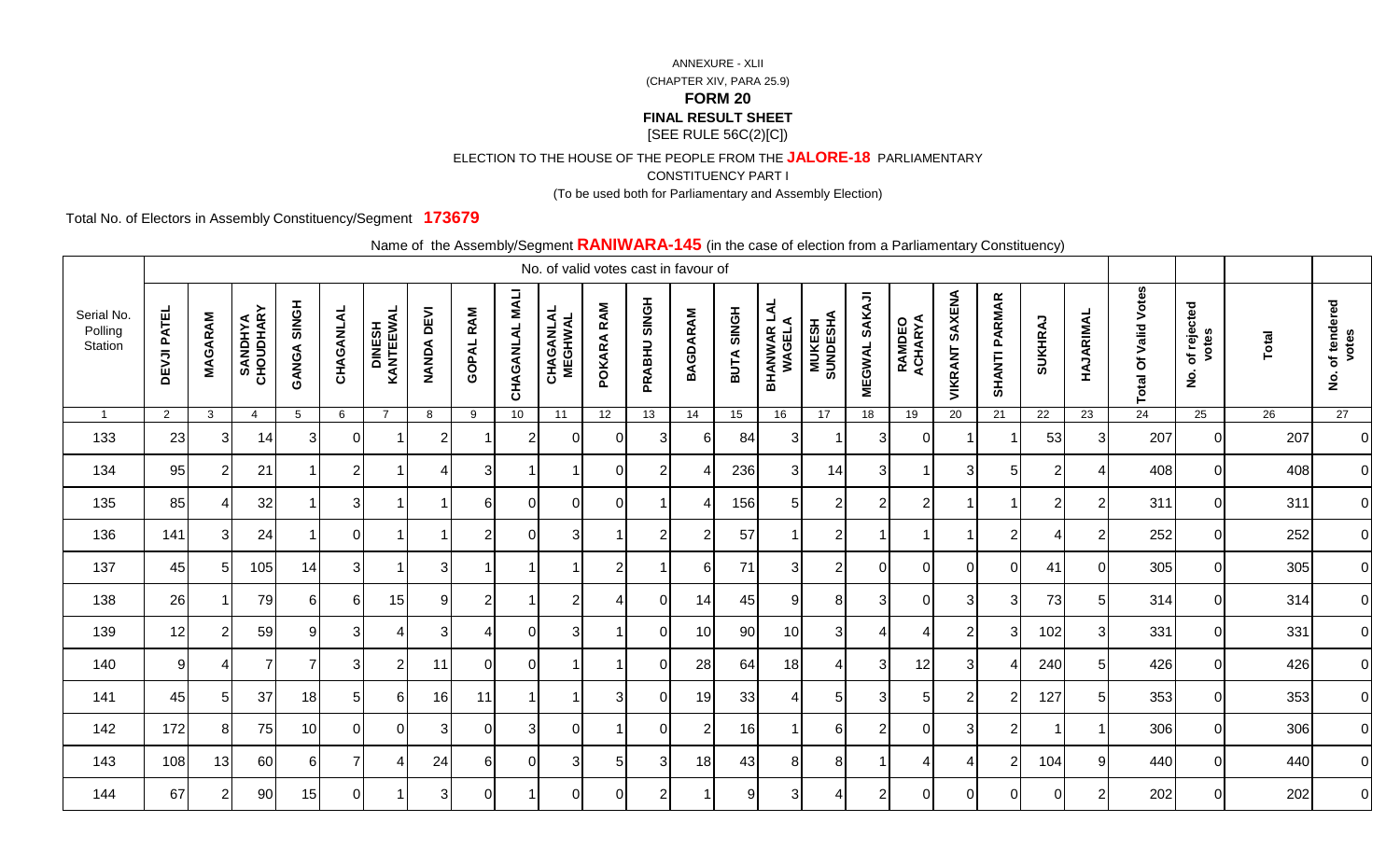ANNEXURE - XLII

(CHAPTER XIV, PARA 25.9)

**FORM 20**

**FINAL RESULT SHEET**

[SEE RULE 56C(2)[C])

ELECTION TO THE HOUSE OF THE PEOPLE FROM THE **JALORE-18** PARLIAMENTARY

CONSTITUENCY PART I

(To be used both for Parliamentary and Assembly Election)

Total No. of Electors in Assembly Constituency/Segment **173679**

Name of the Assembly/Segment **RANIWARA-145** (in the case of election from a Parliamentary Constituency)

| Serial No. Polling Station | No. of valid votes cast in favour of | | | | | | | | | | | | | | | | | | | | | | Total Of Valid Votes | No. of rejected votes | Total | No. of tendered votes |
|---|---|---|---|---|---|---|---|---|---|---|---|---|---|---|---|---|---|---|---|---|---|---|---|---|---|---|
| | DEVJI PATEL | MAGARAM | SANDHYA CHOUDHARY | GANGA SINGH | CHAGANLAL | DINESH KANTEEWAL | NANDA DEVI | GOPAL RAM | CHAGANLAL MALI | CHAGANLAL MEGHWAL | POKARA RAM | PRABHU SINGH | BAGDARAM | BUTA SINGH | BHANWAR LAL WAGELA | MUKESH SUNDESHA | MEGWAL SAKAJI | RAMDEO ACHARYA | VIKRANT SAXENA | SHANTI PARMAR | SUKHRAJ | HAJARIMAL | | | | |
| 1 | 2 | 3 | 4 | 5 | 6 | 7 | 8 | 9 | 10 | 11 | 12 | 13 | 14 | 15 | 16 | 17 | 18 | 19 | 20 | 21 | 22 | 23 | 24 | 25 | 26 | 27 |
| 133 | 23 | 3 | 14 | 3 | 0 | 1 | 2 | 1 | 2 | 0 | 0 | 3 | 6 | 84 | 3 | 1 | 3 | 0 | 1 | 1 | 53 | 3 | 207 | 0 | 207 | 0 |
| 134 | 95 | 2 | 21 | 1 | 2 | 1 | 4 | 3 | 1 | 1 | 0 | 2 | 4 | 236 | 3 | 14 | 3 | 1 | 3 | 5 | 2 | 4 | 408 | 0 | 408 | 0 |
| 135 | 85 | 4 | 32 | 1 | 3 | 1 | 1 | 6 | 0 | 0 | 0 | 1 | 4 | 156 | 5 | 2 | 2 | 2 | 1 | 1 | 2 | 2 | 311 | 0 | 311 | 0 |
| 136 | 141 | 3 | 24 | 1 | 0 | 1 | 1 | 2 | 0 | 3 | 1 | 2 | 2 | 57 | 1 | 2 | 1 | 1 | 1 | 2 | 4 | 2 | 252 | 0 | 252 | 0 |
| 137 | 45 | 5 | 105 | 14 | 3 | 1 | 3 | 1 | 1 | 1 | 2 | 1 | 6 | 71 | 3 | 2 | 0 | 0 | 0 | 0 | 41 | 0 | 305 | 0 | 305 | 0 |
| 138 | 26 | 1 | 79 | 6 | 6 | 15 | 9 | 2 | 1 | 2 | 4 | 0 | 14 | 45 | 9 | 8 | 3 | 0 | 3 | 3 | 73 | 5 | 314 | 0 | 314 | 0 |
| 139 | 12 | 2 | 59 | 9 | 3 | 4 | 3 | 4 | 0 | 3 | 1 | 0 | 10 | 90 | 10 | 3 | 4 | 4 | 2 | 3 | 102 | 3 | 331 | 0 | 331 | 0 |
| 140 | 9 | 4 | 7 | 7 | 3 | 2 | 11 | 0 | 0 | 1 | 1 | 0 | 28 | 64 | 18 | 4 | 3 | 12 | 3 | 4 | 240 | 5 | 426 | 0 | 426 | 0 |
| 141 | 45 | 5 | 37 | 18 | 5 | 6 | 16 | 11 | 1 | 1 | 3 | 0 | 19 | 33 | 4 | 5 | 3 | 5 | 2 | 2 | 127 | 5 | 353 | 0 | 353 | 0 |
| 142 | 172 | 8 | 75 | 10 | 0 | 0 | 3 | 0 | 3 | 0 | 1 | 0 | 2 | 16 | 1 | 6 | 2 | 0 | 3 | 2 | 1 | 1 | 306 | 0 | 306 | 0 |
| 143 | 108 | 13 | 60 | 6 | 7 | 4 | 24 | 6 | 0 | 3 | 5 | 3 | 18 | 43 | 8 | 8 | 1 | 4 | 4 | 2 | 104 | 9 | 440 | 0 | 440 | 0 |
| 144 | 67 | 2 | 90 | 15 | 0 | 1 | 3 | 0 | 1 | 0 | 0 | 2 | 1 | 9 | 3 | 4 | 2 | 0 | 0 | 0 | 0 | 2 | 202 | 0 | 202 | 0 |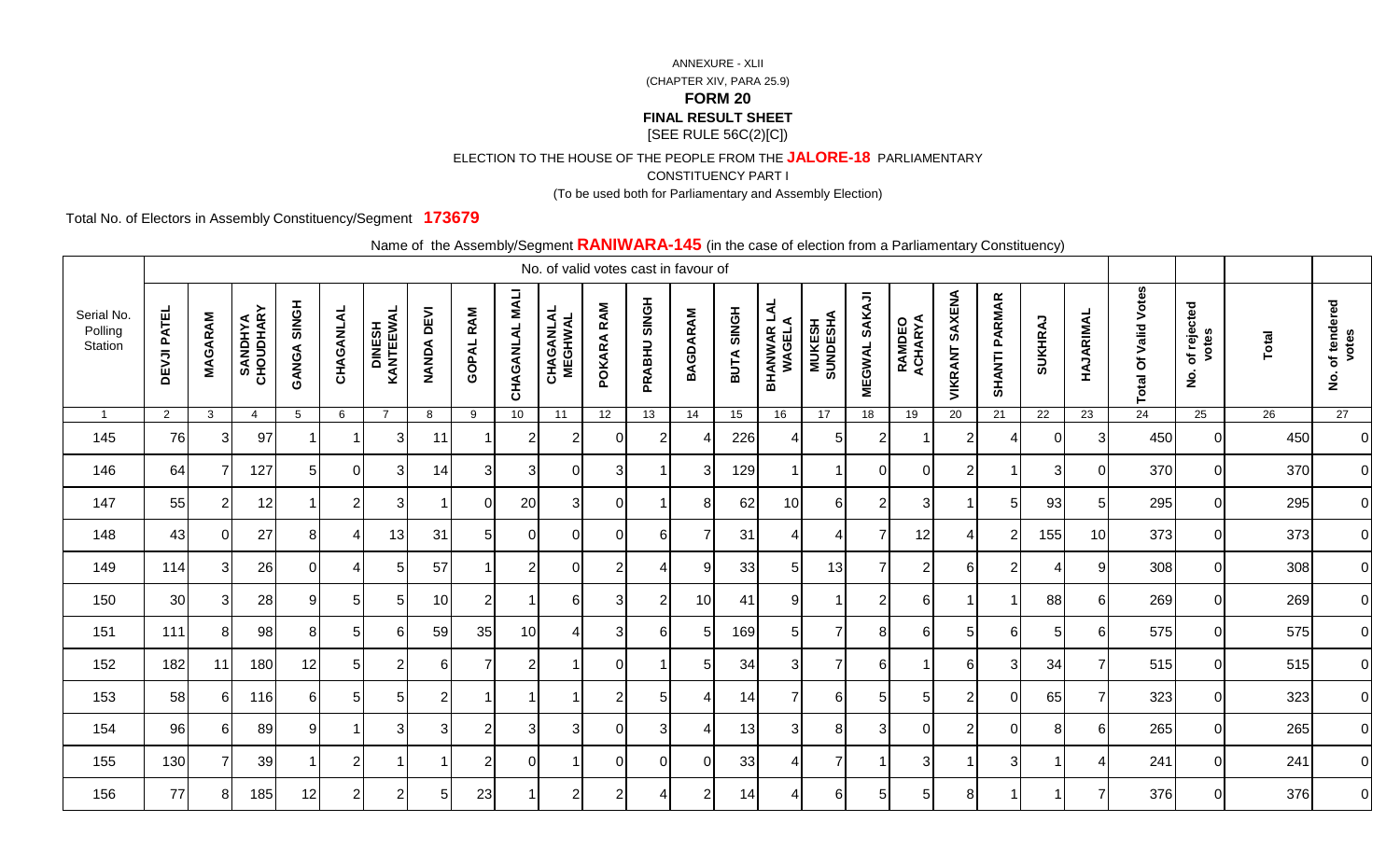ANNEXURE - XLII

(CHAPTER XIV, PARA 25.9)

**FORM 20**

**FINAL RESULT SHEET**

[SEE RULE 56C(2)[C])

ELECTION TO THE HOUSE OF THE PEOPLE FROM THE **JALORE-18** PARLIAMENTARY

CONSTITUENCY PART I

(To be used both for Parliamentary and Assembly Election)

Total No. of Electors in Assembly Constituency/Segment **173679**

Name of the Assembly/Segment **RANIWARA-145** (in the case of election from a Parliamentary Constituency)

| Serial No. Polling Station | No. of valid votes cast in favour of | | | | | | | | | | | | | | | | | | | | | | Total Of Valid Votes | No. of rejected votes | Total | No. of tendered votes |
|---|---|---|---|---|---|---|---|---|---|---|---|---|---|---|---|---|---|---|---|---|---|---|---|---|---|---|
| | DEVJI PATEL | MAGARAM | SANDHYA CHOUDHARY | GANGA SINGH | CHAGANLAL | DINESH KANTEEWAL | NANDA DEVI | GOPAL RAM | CHAGANLAL MALI | CHAGANLAL MEGHWAL | POKARA RAM | PRABHU SINGH | BAGDARAM | BUTA SINGH | BHANWAR LAL WAGELA | MUKESH SUNDESHA | MEGWAL SAKAJI | RAMDEO ACHARYA | VIKRANT SAXENA | SHANTI PARMAR | SUKHRAJ | HAJARIMAL | | | | |
| 1 | 2 | 3 | 4 | 5 | 6 | 7 | 8 | 9 | 10 | 11 | 12 | 13 | 14 | 15 | 16 | 17 | 18 | 19 | 20 | 21 | 22 | 23 | 24 | 25 | 26 | 27 |
| 145 | 76 | 3 | 97 | 1 | 1 | 3 | 11 | 1 | 2 | 2 | 0 | 2 | 4 | 226 | 4 | 5 | 2 | 1 | 2 | 4 | 0 | 3 | 450 | 0 | 450 | 0 |
| 146 | 64 | 7 | 127 | 5 | 0 | 3 | 14 | 3 | 3 | 0 | 3 | 1 | 3 | 129 | 1 | 1 | 0 | 0 | 2 | 1 | 3 | 0 | 370 | 0 | 370 | 0 |
| 147 | 55 | 2 | 12 | 1 | 2 | 3 | 1 | 0 | 20 | 3 | 0 | 1 | 8 | 62 | 10 | 6 | 2 | 3 | 1 | 5 | 93 | 5 | 295 | 0 | 295 | 0 |
| 148 | 43 | 0 | 27 | 8 | 4 | 13 | 31 | 5 | 0 | 0 | 0 | 6 | 7 | 31 | 4 | 4 | 7 | 12 | 4 | 2 | 155 | 10 | 373 | 0 | 373 | 0 |
| 149 | 114 | 3 | 26 | 0 | 4 | 5 | 57 | 1 | 2 | 0 | 2 | 4 | 9 | 33 | 5 | 13 | 7 | 2 | 6 | 2 | 4 | 9 | 308 | 0 | 308 | 0 |
| 150 | 30 | 3 | 28 | 9 | 5 | 5 | 10 | 2 | 1 | 6 | 3 | 2 | 10 | 41 | 9 | 1 | 2 | 6 | 1 | 1 | 88 | 6 | 269 | 0 | 269 | 0 |
| 151 | 111 | 8 | 98 | 8 | 5 | 6 | 59 | 35 | 10 | 4 | 3 | 6 | 5 | 169 | 5 | 7 | 8 | 6 | 5 | 6 | 5 | 6 | 575 | 0 | 575 | 0 |
| 152 | 182 | 11 | 180 | 12 | 5 | 2 | 6 | 7 | 2 | 1 | 0 | 1 | 5 | 34 | 3 | 7 | 6 | 1 | 6 | 3 | 34 | 7 | 515 | 0 | 515 | 0 |
| 153 | 58 | 6 | 116 | 6 | 5 | 5 | 2 | 1 | 1 | 1 | 2 | 5 | 4 | 14 | 7 | 6 | 5 | 5 | 2 | 0 | 65 | 7 | 323 | 0 | 323 | 0 |
| 154 | 96 | 6 | 89 | 9 | 1 | 3 | 3 | 2 | 3 | 3 | 0 | 3 | 4 | 13 | 3 | 8 | 3 | 0 | 2 | 0 | 8 | 6 | 265 | 0 | 265 | 0 |
| 155 | 130 | 7 | 39 | 1 | 2 | 1 | 1 | 2 | 0 | 1 | 0 | 0 | 0 | 33 | 4 | 7 | 1 | 3 | 1 | 3 | 1 | 4 | 241 | 0 | 241 | 0 |
| 156 | 77 | 8 | 185 | 12 | 2 | 2 | 5 | 23 | 1 | 2 | 2 | 4 | 2 | 14 | 4 | 6 | 5 | 5 | 8 | 1 | 1 | 7 | 376 | 0 | 376 | 0 |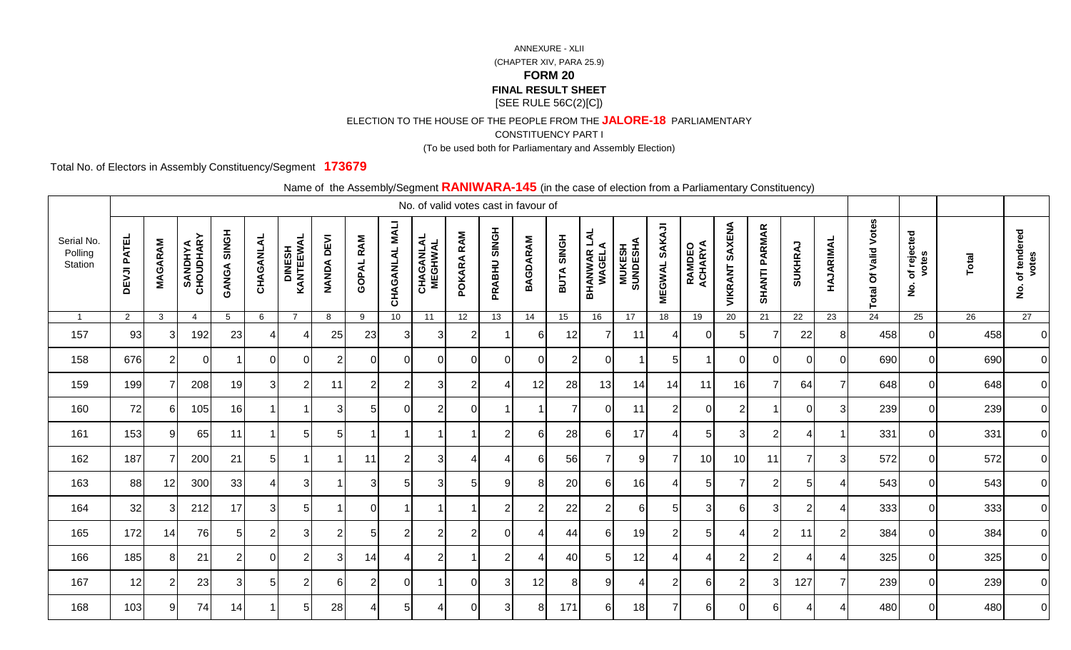ANNEXURE - XLII

(CHAPTER XIV, PARA 25.9)

**FORM 20**

**FINAL RESULT SHEET**

[SEE RULE 56C(2)[C])

ELECTION TO THE HOUSE OF THE PEOPLE FROM THE **JALORE-18** PARLIAMENTARY

CONSTITUENCY PART I

(To be used both for Parliamentary and Assembly Election)

Total No. of Electors in Assembly Constituency/Segment **173679**

Name of the Assembly/Segment **RANIWARA-145** (in the case of election from a Parliamentary Constituency)

| Serial No. Polling Station | No. of valid votes cast in favour of | | | | | | | | | | | | | | | | | | | | | | Total Of Valid Votes | No. of rejected votes | Total | No. of tendered votes |
|---|---|---|---|---|---|---|---|---|---|---|---|---|---|---|---|---|---|---|---|---|---|---|---|---|---|---|
| | DEVJI PATEL | MAGARAM | SANDHYA CHOUDHARY | GANGA SINGH | CHAGANLAL | DINESH KANTEEWAL | NANDA DEVI | GOPAL RAM | CHAGANLAL MALI | CHAGANLAL MEGHWAL | POKARA RAM | PRABHU SINGH | BAGDARAM | BUTA SINGH | BHANWAR LAL WAGELA | MUKESH SUNDESHA | MEGWAL SAKAJI | RAMDEO ACHARYA | VIKRANT SAXENA | SHANTI PARMAR | SUKHRAJ | HAJARIMAL | | | | |
| 1 | 2 | 3 | 4 | 5 | 6 | 7 | 8 | 9 | 10 | 11 | 12 | 13 | 14 | 15 | 16 | 17 | 18 | 19 | 20 | 21 | 22 | 23 | 24 | 25 | 26 | 27 |
| 157 | 93 | 3 | 192 | 23 | 4 | 4 | 25 | 23 | 3 | 3 | 2 | 1 | 6 | 12 | 7 | 11 | 4 | 0 | 5 | 7 | 22 | 8 | 458 | 0 | 458 | 0 |
| 158 | 676 | 2 | 0 | 1 | 0 | 0 | 2 | 0 | 0 | 0 | 0 | 0 | 0 | 2 | 0 | 1 | 5 | 1 | 0 | 0 | 0 | 0 | 690 | 0 | 690 | 0 |
| 159 | 199 | 7 | 208 | 19 | 3 | 2 | 11 | 2 | 2 | 3 | 2 | 4 | 12 | 28 | 13 | 14 | 14 | 11 | 16 | 7 | 64 | 7 | 648 | 0 | 648 | 0 |
| 160 | 72 | 6 | 105 | 16 | 1 | 1 | 3 | 5 | 0 | 2 | 0 | 1 | 1 | 7 | 0 | 11 | 2 | 0 | 2 | 1 | 0 | 3 | 239 | 0 | 239 | 0 |
| 161 | 153 | 9 | 65 | 11 | 1 | 5 | 5 | 1 | 1 | 1 | 1 | 2 | 6 | 28 | 6 | 17 | 4 | 5 | 3 | 2 | 4 | 1 | 331 | 0 | 331 | 0 |
| 162 | 187 | 7 | 200 | 21 | 5 | 1 | 1 | 11 | 2 | 3 | 4 | 4 | 6 | 56 | 7 | 9 | 7 | 10 | 10 | 11 | 7 | 3 | 572 | 0 | 572 | 0 |
| 163 | 88 | 12 | 300 | 33 | 4 | 3 | 1 | 3 | 5 | 3 | 5 | 9 | 8 | 20 | 6 | 16 | 4 | 5 | 7 | 2 | 5 | 4 | 543 | 0 | 543 | 0 |
| 164 | 32 | 3 | 212 | 17 | 3 | 5 | 1 | 0 | 1 | 1 | 1 | 2 | 2 | 22 | 2 | 6 | 5 | 3 | 6 | 3 | 2 | 4 | 333 | 0 | 333 | 0 |
| 165 | 172 | 14 | 76 | 5 | 2 | 3 | 2 | 5 | 2 | 2 | 2 | 0 | 4 | 44 | 6 | 19 | 2 | 5 | 4 | 2 | 11 | 2 | 384 | 0 | 384 | 0 |
| 166 | 185 | 8 | 21 | 2 | 0 | 2 | 3 | 14 | 4 | 2 | 1 | 2 | 4 | 40 | 5 | 12 | 4 | 4 | 2 | 2 | 4 | 4 | 325 | 0 | 325 | 0 |
| 167 | 12 | 2 | 23 | 3 | 5 | 2 | 6 | 2 | 0 | 1 | 0 | 3 | 12 | 8 | 9 | 4 | 2 | 6 | 2 | 3 | 127 | 7 | 239 | 0 | 239 | 0 |
| 168 | 103 | 9 | 74 | 14 | 1 | 5 | 28 | 4 | 5 | 4 | 0 | 3 | 8 | 171 | 6 | 18 | 7 | 6 | 0 | 6 | 4 | 4 | 480 | 0 | 480 | 0 |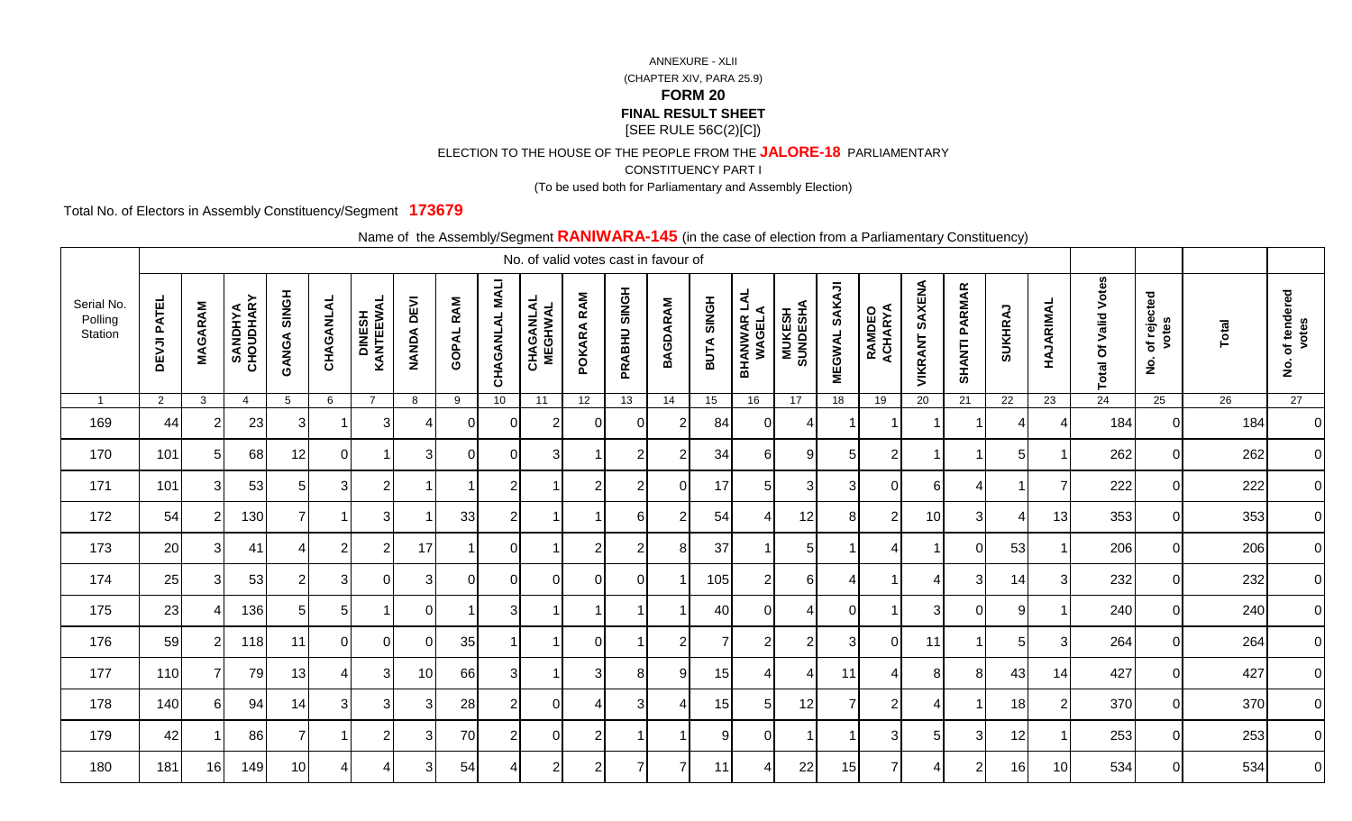ANNEXURE - XLII

(CHAPTER XIV, PARA 25.9)

**FORM 20**

**FINAL RESULT SHEET**

[SEE RULE 56C(2)[C])

ELECTION TO THE HOUSE OF THE PEOPLE FROM THE **JALORE-18** PARLIAMENTARY

CONSTITUENCY PART I

(To be used both for Parliamentary and Assembly Election)

Total No. of Electors in Assembly Constituency/Segment **173679**

Name of the Assembly/Segment **RANIWARA-145** (in the case of election from a Parliamentary Constituency)

| Serial No. Polling Station | No. of valid votes cast in favour of | | | | | | | | | | | | | | | | | | | | | | Total Of Valid Votes | No. of rejected votes | Total | No. of tendered votes |
|---|---|---|---|---|---|---|---|---|---|---|---|---|---|---|---|---|---|---|---|---|---|---|---|---|---|---|
| | DEVJI PATEL | MAGARAM | SANDHYA CHOUDHARY | GANGA SINGH | CHAGANLAL | DINESH KANTEEWAL | NANDA DEVI | GOPAL RAM | CHAGANLAL MALI | CHAGANLAL MEGHWAL | POKARA RAM | PRABHU SINGH | BAGDARAM | BUTA SINGH | BHANWAR LAL WAGELA | MUKESH SUNDESHA | MEGWAL SAKAJI | RAMDEO ACHARYA | VIKRANT SAXENA | SHANTI PARMAR | SUKHRAJ | HAJARIMAL | | | | |
| 1 | 2 | 3 | 4 | 5 | 6 | 7 | 8 | 9 | 10 | 11 | 12 | 13 | 14 | 15 | 16 | 17 | 18 | 19 | 20 | 21 | 22 | 23 | 24 | 25 | 26 | 27 |
| 169 | 44 | 2 | 23 | 3 | 1 | 3 | 4 | 0 | 0 | 2 | 0 | 0 | 2 | 84 | 0 | 4 | 1 | 1 | 1 | 1 | 4 | 4 | 184 | 0 | 184 | 0 |
| 170 | 101 | 5 | 68 | 12 | 0 | 1 | 3 | 0 | 0 | 3 | 1 | 2 | 2 | 34 | 6 | 9 | 5 | 2 | 1 | 1 | 5 | 1 | 262 | 0 | 262 | 0 |
| 171 | 101 | 3 | 53 | 5 | 3 | 2 | 1 | 1 | 2 | 1 | 2 | 2 | 0 | 17 | 5 | 3 | 3 | 0 | 6 | 4 | 1 | 7 | 222 | 0 | 222 | 0 |
| 172 | 54 | 2 | 130 | 7 | 1 | 3 | 1 | 33 | 2 | 1 | 1 | 6 | 2 | 54 | 4 | 12 | 8 | 2 | 10 | 3 | 4 | 13 | 353 | 0 | 353 | 0 |
| 173 | 20 | 3 | 41 | 4 | 2 | 2 | 17 | 1 | 0 | 1 | 2 | 2 | 8 | 37 | 1 | 5 | 1 | 4 | 1 | 0 | 53 | 1 | 206 | 0 | 206 | 0 |
| 174 | 25 | 3 | 53 | 2 | 3 | 0 | 3 | 0 | 0 | 0 | 0 | 0 | 1 | 105 | 2 | 6 | 4 | 1 | 4 | 3 | 14 | 3 | 232 | 0 | 232 | 0 |
| 175 | 23 | 4 | 136 | 5 | 5 | 1 | 0 | 1 | 3 | 1 | 1 | 1 | 1 | 40 | 0 | 4 | 0 | 1 | 3 | 0 | 9 | 1 | 240 | 0 | 240 | 0 |
| 176 | 59 | 2 | 118 | 11 | 0 | 0 | 0 | 35 | 1 | 1 | 0 | 1 | 2 | 7 | 2 | 2 | 3 | 0 | 11 | 1 | 5 | 3 | 264 | 0 | 264 | 0 |
| 177 | 110 | 7 | 79 | 13 | 4 | 3 | 10 | 66 | 3 | 1 | 3 | 8 | 9 | 15 | 4 | 4 | 11 | 4 | 8 | 8 | 43 | 14 | 427 | 0 | 427 | 0 |
| 178 | 140 | 6 | 94 | 14 | 3 | 3 | 3 | 28 | 2 | 0 | 4 | 3 | 4 | 15 | 5 | 12 | 7 | 2 | 4 | 1 | 18 | 2 | 370 | 0 | 370 | 0 |
| 179 | 42 | 1 | 86 | 7 | 1 | 2 | 3 | 70 | 2 | 0 | 2 | 1 | 1 | 9 | 0 | 1 | 1 | 3 | 5 | 3 | 12 | 1 | 253 | 0 | 253 | 0 |
| 180 | 181 | 16 | 149 | 10 | 4 | 4 | 3 | 54 | 4 | 2 | 2 | 7 | 7 | 11 | 4 | 22 | 15 | 7 | 4 | 2 | 16 | 10 | 534 | 0 | 534 | 0 |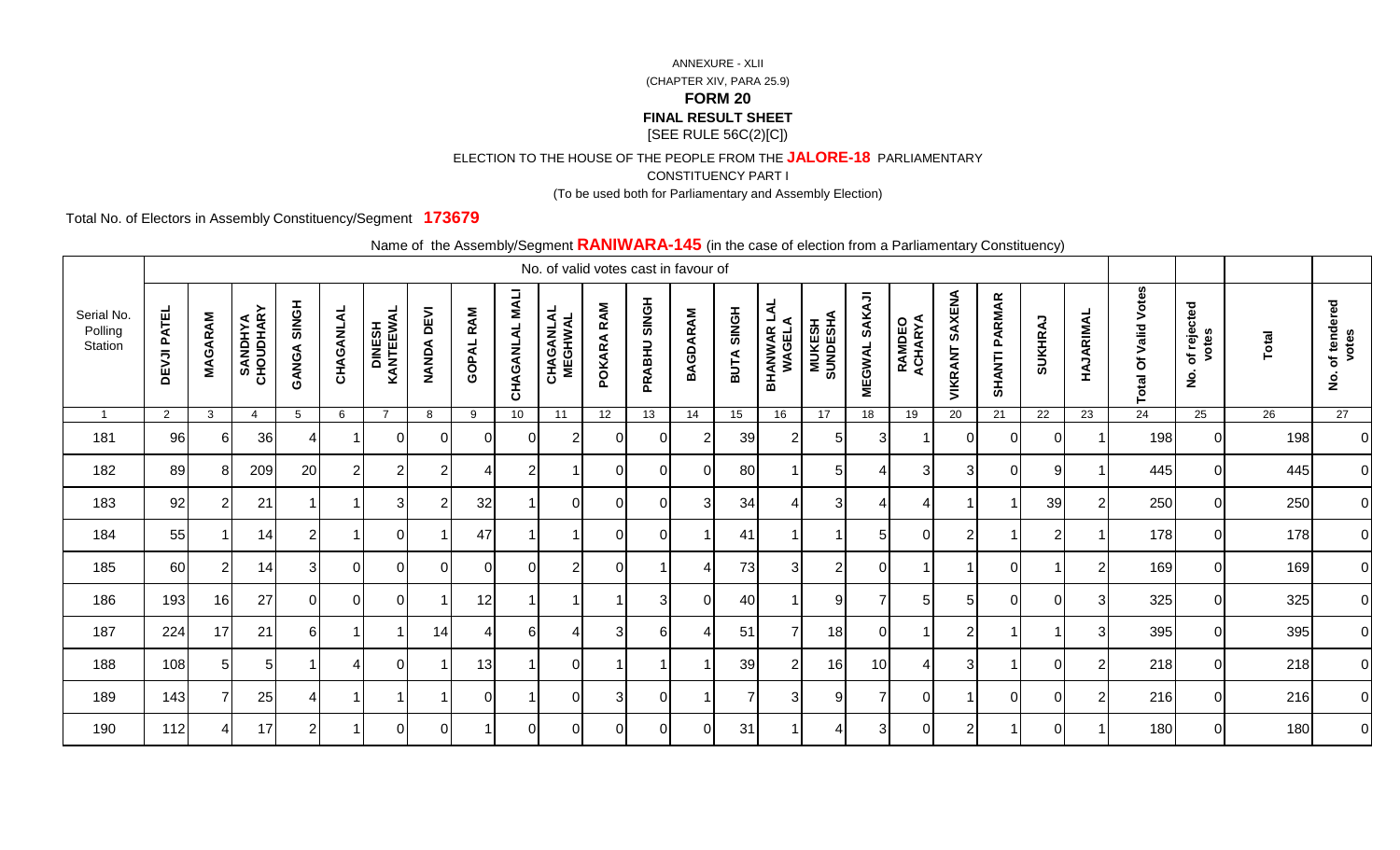ANNEXURE - XLII

(CHAPTER XIV, PARA 25.9)

**FORM 20**

**FINAL RESULT SHEET**

[SEE RULE 56C(2)[C])

ELECTION TO THE HOUSE OF THE PEOPLE FROM THE **JALORE-18** PARLIAMENTARY

CONSTITUENCY PART I

(To be used both for Parliamentary and Assembly Election)

Total No. of Electors in Assembly Constituency/Segment **173679**

Name of the Assembly/Segment **RANIWARA-145** (in the case of election from a Parliamentary Constituency)

| Serial No. Polling Station | No. of valid votes cast in favour of | | | | | | | | | | | | | | | | | | | | | | Total Of Valid Votes | No. of rejected votes | Total | No. of tendered votes |
|---|---|---|---|---|---|---|---|---|---|---|---|---|---|---|---|---|---|---|---|---|---|---|---|---|---|---|
| | DEVJI PATEL | MAGARAM | SANDHYA CHOUDHARY | GANGA SINGH | CHAGANLAL | DINESH KANTEEWAL | NANDA DEVI | GOPAL RAM | CHAGANLAL MALI | CHAGANLAL MEGHWAL | POKARA RAM | PRABHU SINGH | BAGDARAM | BUTA SINGH | BHANWAR LAL WAGELA | MUKESH SUNDESHA | MEGWAL SAKAJI | RAMDEO ACHARYA | VIKRANT SAXENA | SHANTI PARMAR | SUKHRAJ | HAJARIMAL | | | | |
| 1 | 2 | 3 | 4 | 5 | 6 | 7 | 8 | 9 | 10 | 11 | 12 | 13 | 14 | 15 | 16 | 17 | 18 | 19 | 20 | 21 | 22 | 23 | 24 | 25 | 26 | 27 |
| 181 | 96 | 6 | 36 | 4 | 1 | 0 | 0 | 0 | 0 | 2 | 0 | 0 | 2 | 39 | 2 | 5 | 3 | 1 | 0 | 0 | 0 | 1 | 198 | 0 | 198 | 0 |
| 182 | 89 | 8 | 209 | 20 | 2 | 2 | 2 | 4 | 2 | 1 | 0 | 0 | 0 | 80 | 1 | 5 | 4 | 3 | 3 | 0 | 9 | 1 | 445 | 0 | 445 | 0 |
| 183 | 92 | 2 | 21 | 1 | 1 | 3 | 2 | 32 | 1 | 0 | 0 | 0 | 3 | 34 | 4 | 3 | 4 | 4 | 1 | 1 | 39 | 2 | 250 | 0 | 250 | 0 |
| 184 | 55 | 1 | 14 | 2 | 1 | 0 | 1 | 47 | 1 | 1 | 0 | 0 | 1 | 41 | 1 | 1 | 5 | 0 | 2 | 1 | 2 | 1 | 178 | 0 | 178 | 0 |
| 185 | 60 | 2 | 14 | 3 | 0 | 0 | 0 | 0 | 0 | 2 | 0 | 1 | 4 | 73 | 3 | 2 | 0 | 1 | 1 | 0 | 1 | 2 | 169 | 0 | 169 | 0 |
| 186 | 193 | 16 | 27 | 0 | 0 | 0 | 1 | 12 | 1 | 1 | 1 | 3 | 0 | 40 | 1 | 9 | 7 | 5 | 5 | 0 | 0 | 3 | 325 | 0 | 325 | 0 |
| 187 | 224 | 17 | 21 | 6 | 1 | 1 | 14 | 4 | 6 | 4 | 3 | 6 | 4 | 51 | 7 | 18 | 0 | 1 | 2 | 1 | 1 | 3 | 395 | 0 | 395 | 0 |
| 188 | 108 | 5 | 5 | 1 | 4 | 0 | 1 | 13 | 1 | 0 | 1 | 1 | 1 | 39 | 2 | 16 | 10 | 4 | 3 | 1 | 0 | 2 | 218 | 0 | 218 | 0 |
| 189 | 143 | 7 | 25 | 4 | 1 | 1 | 1 | 0 | 1 | 0 | 3 | 0 | 1 | 7 | 3 | 9 | 7 | 0 | 1 | 0 | 0 | 2 | 216 | 0 | 216 | 0 |
| 190 | 112 | 4 | 17 | 2 | 1 | 0 | 0 | 1 | 0 | 0 | 0 | 0 | 0 | 31 | 1 | 4 | 3 | 0 | 2 | 1 | 0 | 1 | 180 | 0 | 180 | 0 |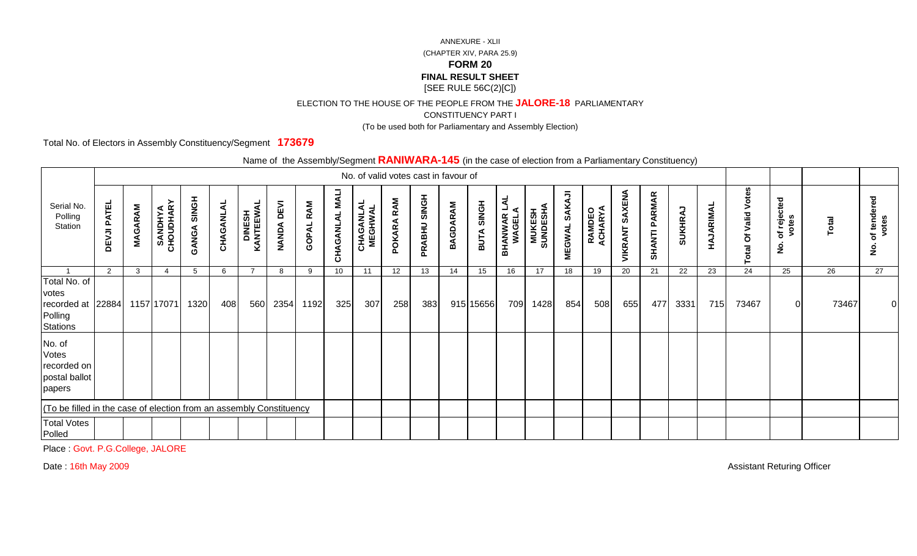ANNEXURE - XLII

(CHAPTER XIV, PARA 25.9)

**FORM 20**

**FINAL RESULT SHEET**

[SEE RULE 56C(2)[C])

ELECTION TO THE HOUSE OF THE PEOPLE FROM THE **JALORE-18** PARLIAMENTARY

CONSTITUENCY PART I

(To be used both for Parliamentary and Assembly Election)

Total No. of Electors in Assembly Constituency/Segment **173679**

Name of the Assembly/Segment **RANIWARA-145** (in the case of election from a Parliamentary Constituency)

| Serial No. Polling Station | No. of valid votes cast in favour of | | | | | | | | | | | | | | | | | | | | | | Total Of Valid Votes | No. of rejected votes | Total | No. of tendered votes |
|---|---|---|---|---|---|---|---|---|---|---|---|---|---|---|---|---|---|---|---|---|---|---|---|---|---|---|
| | DEVJI PATEL | MAGARAM | SANDHYA CHOUDHARY | GANGA SINGH | CHAGANLAL | DINESH KANTEEWAL | NANDA DEVI | GOPAL RAM | CHAGANLAL MALI | CHAGANLAL MEGHWAL | POKARA RAM | PRABHU SINGH | BAGDARAM | BUTA SINGH | BHANWAR LAL WAGELA | MUKESH SUNDESHA | MEGWAL SAKAJI | RAMDEO ACHARYA | VIKRANT SAXENA | SHANTI PARMAR | SUKHRAJ | HAJARIMAL | | | | |
| 1 | 2 | 3 | 4 | 5 | 6 | 7 | 8 | 9 | 10 | 11 | 12 | 13 | 14 | 15 | 16 | 17 | 18 | 19 | 20 | 21 | 22 | 23 | 24 | 25 | 26 | 27 |
| Total No. of votes recorded at Polling Stations | 22884 | 1157 | 17071 | 1320 | 408 | 560 | 2354 | 1192 | 325 | 307 | 258 | 383 | 915 | 15656 | 709 | 1428 | 854 | 508 | 655 | 477 | 3331 | 715 | 73467 | 0 | 73467 | 0 |
| No. of Votes recorded on postal ballot papers | | | | | | | | | | | | | | | | | | | | | | | | | | |
| (To be filled in the case of election from an assembly Constituency) | | | | | | | | | | | | | | | | | | | | | | | | | | |
| Total Votes Polled | | | | | | | | | | | | | | | | | | | | | | | | | | |

Place : Govt. P.G.College, JALORE

Date : 16th May 2009

Assistant Returing Officer